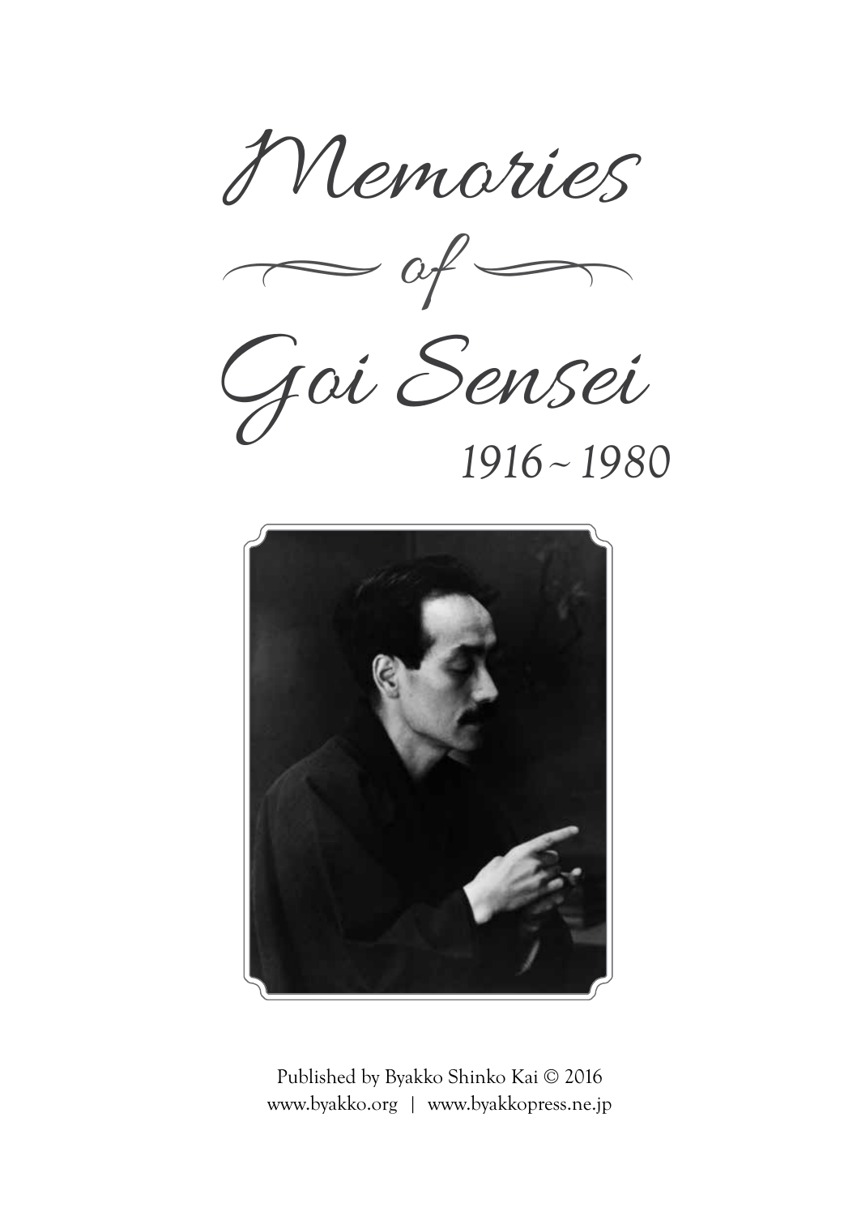# Memories of Goi Sensei

*1916 ~ 1980*

Published by Byakko Shinko Kai © 2016
www.byakko.org | www.byakkopress.ne.jp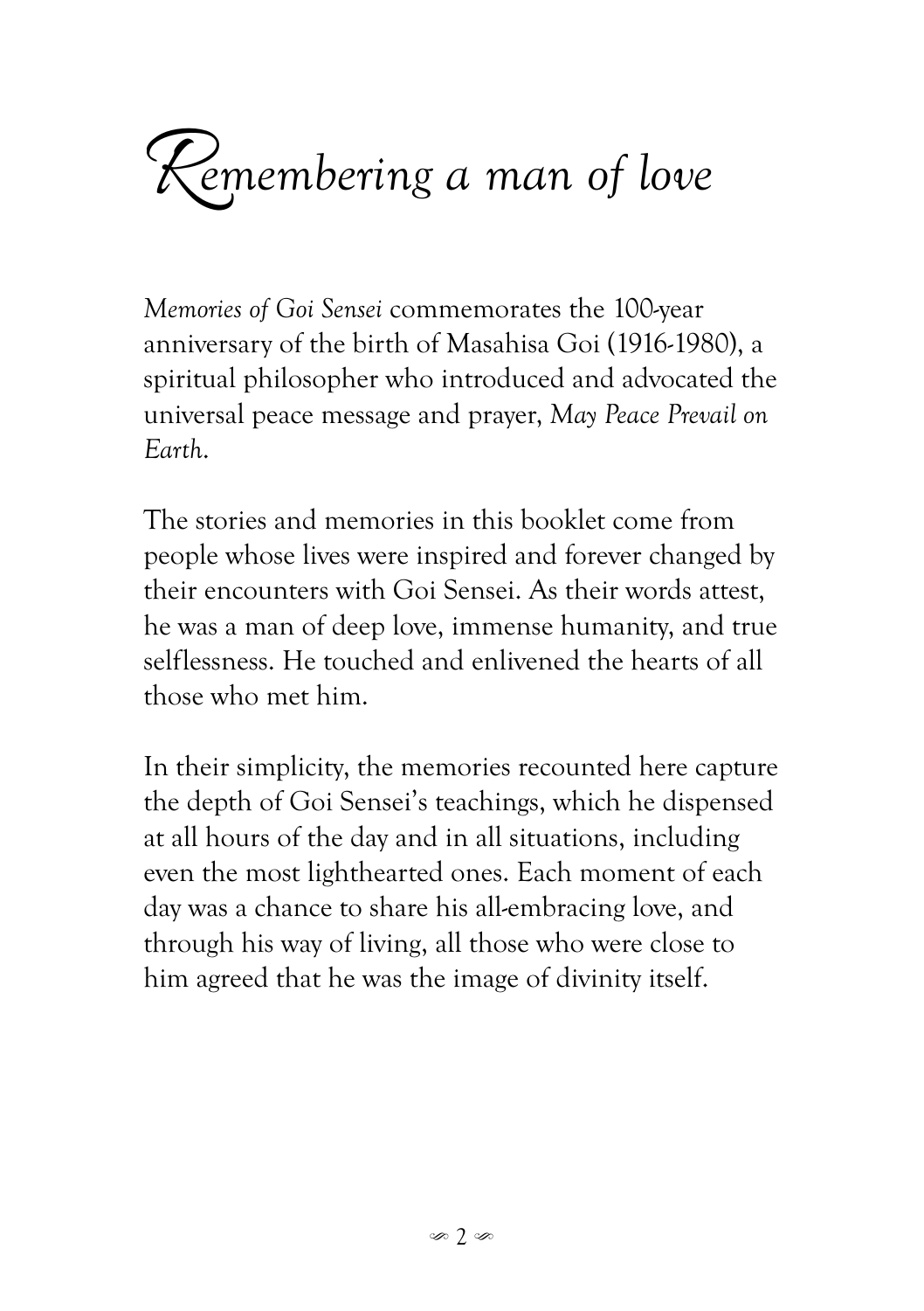# *Remembering a man of love*

*Memories of Goi Sensei* commemorates the 100-year anniversary of the birth of Masahisa Goi (1916-1980), a spiritual philosopher who introduced and advocated the universal peace message and prayer, *May Peace Prevail on Earth*.

The stories and memories in this booklet come from people whose lives were inspired and forever changed by their encounters with Goi Sensei. As their words attest, he was a man of deep love, immense humanity, and true selflessness. He touched and enlivened the hearts of all those who met him.

In their simplicity, the memories recounted here capture the depth of Goi Sensei's teachings, which he dispensed at all hours of the day and in all situations, including even the most lighthearted ones. Each moment of each day was a chance to share his all-embracing love, and through his way of living, all those who were close to him agreed that he was the image of divinity itself.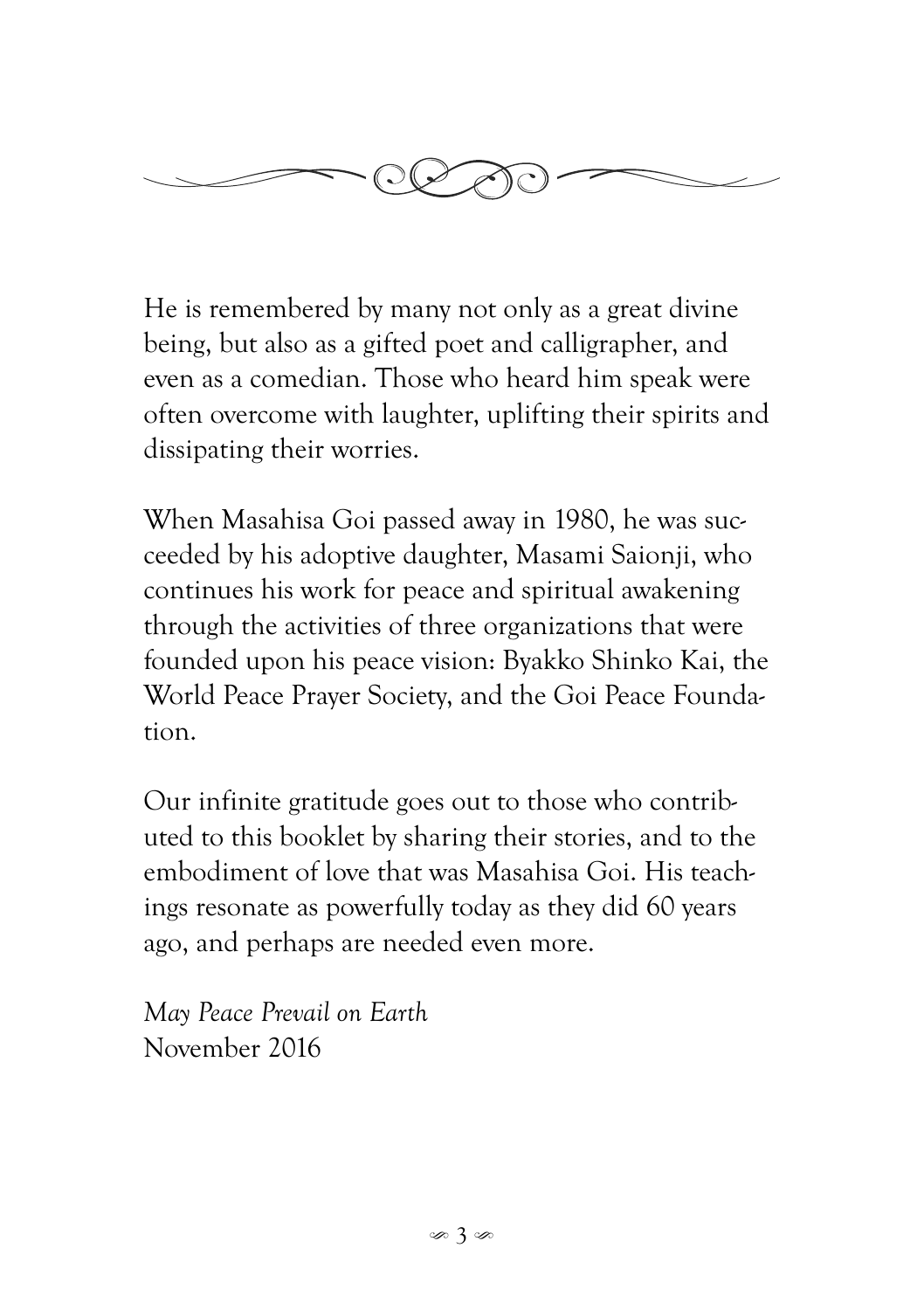He is remembered by many not only as a great divine being, but also as a gifted poet and calligrapher, and even as a comedian. Those who heard him speak were often overcome with laughter, uplifting their spirits and dissipating their worries.

When Masahisa Goi passed away in 1980, he was succeeded by his adoptive daughter, Masami Saionji, who continues his work for peace and spiritual awakening through the activities of three organizations that were founded upon his peace vision: Byakko Shinko Kai, the World Peace Prayer Society, and the Goi Peace Foundation.

Our infinite gratitude goes out to those who contributed to this booklet by sharing their stories, and to the embodiment of love that was Masahisa Goi. His teachings resonate as powerfully today as they did 60 years ago, and perhaps are needed even more.

*May Peace Prevail on Earth*
November 2016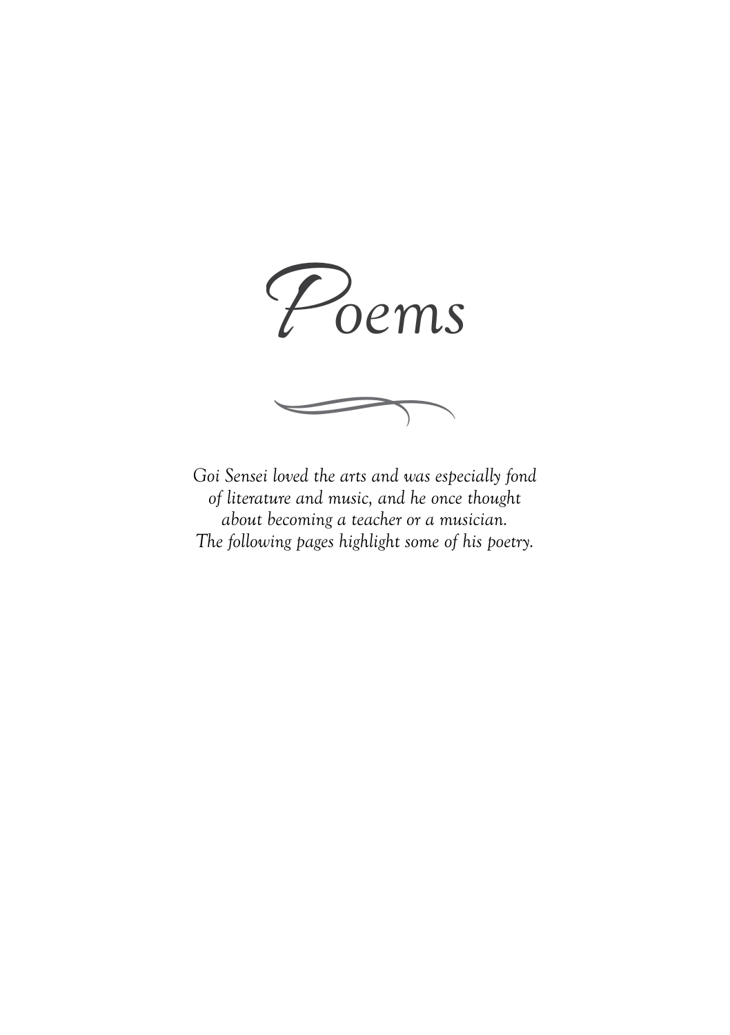# Poems

*Goi Sensei loved the arts and was especially fond of literature and music, and he once thought about becoming a teacher or a musician. The following pages highlight some of his poetry.*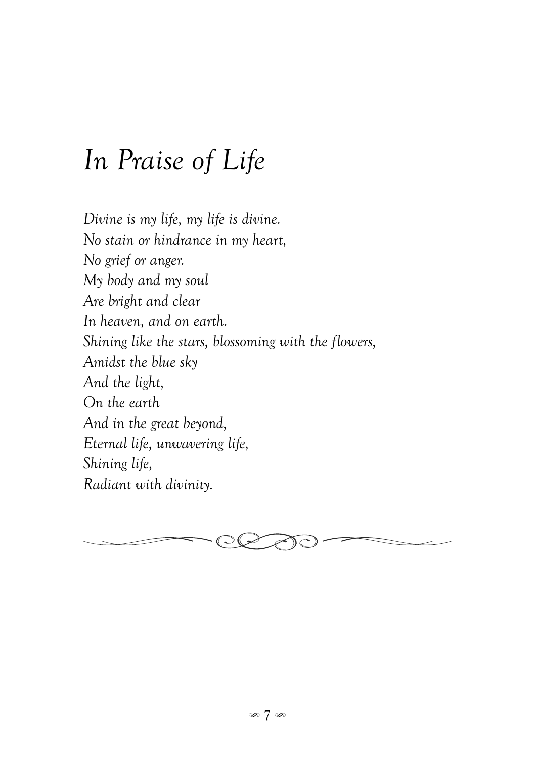# *In Praise of Life*

*Divine is my life, my life is divine.*
*No stain or hindrance in my heart,*
*No grief or anger.*
*My body and my soul*
*Are bright and clear*
*In heaven, and on earth.*
*Shining like the stars, blossoming with the flowers,*
*Amidst the blue sky*
*And the light,*
*On the earth*
*And in the great beyond,*
*Eternal life, unwavering life,*
*Shining life,*
*Radiant with divinity.*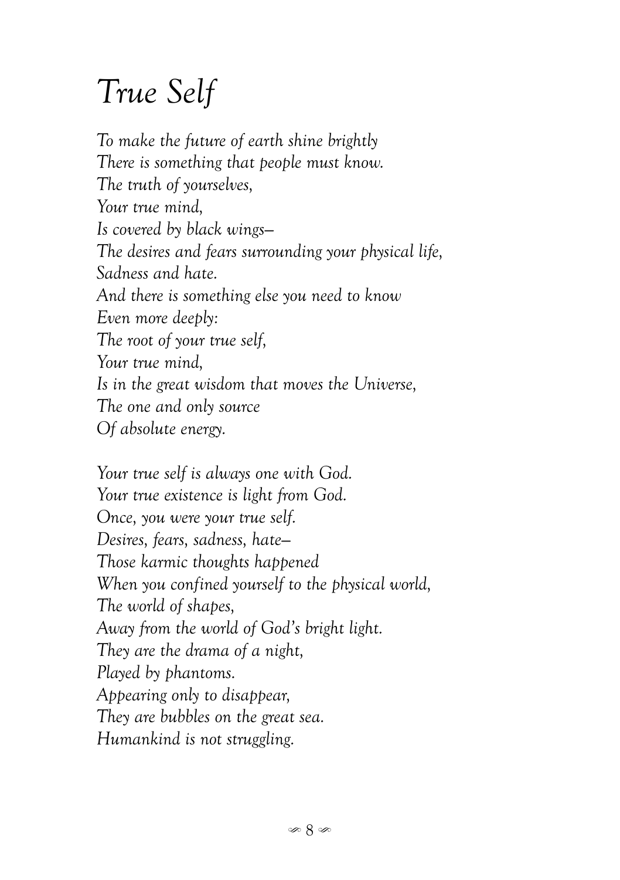# *True Self*

*To make the future of earth shine brightly*  
*There is something that people must know.*  
*The truth of yourselves,*  
*Your true mind,*  
*Is covered by black wings—*  
*The desires and fears surrounding your physical life,*  
*Sadness and hate.*  
*And there is something else you need to know*  
*Even more deeply:*  
*The root of your true self,*  
*Your true mind,*  
*Is in the great wisdom that moves the Universe,*  
*The one and only source*  
*Of absolute energy.*

*Your true self is always one with God.*  
*Your true existence is light from God.*  
*Once, you were your true self.*  
*Desires, fears, sadness, hate—*  
*Those karmic thoughts happened*  
*When you confined yourself to the physical world,*  
*The world of shapes,*  
*Away from the world of God's bright light.*  
*They are the drama of a night,*  
*Played by phantoms.*  
*Appearing only to disappear,*  
*They are bubbles on the great sea.*  
*Humankind is not struggling.*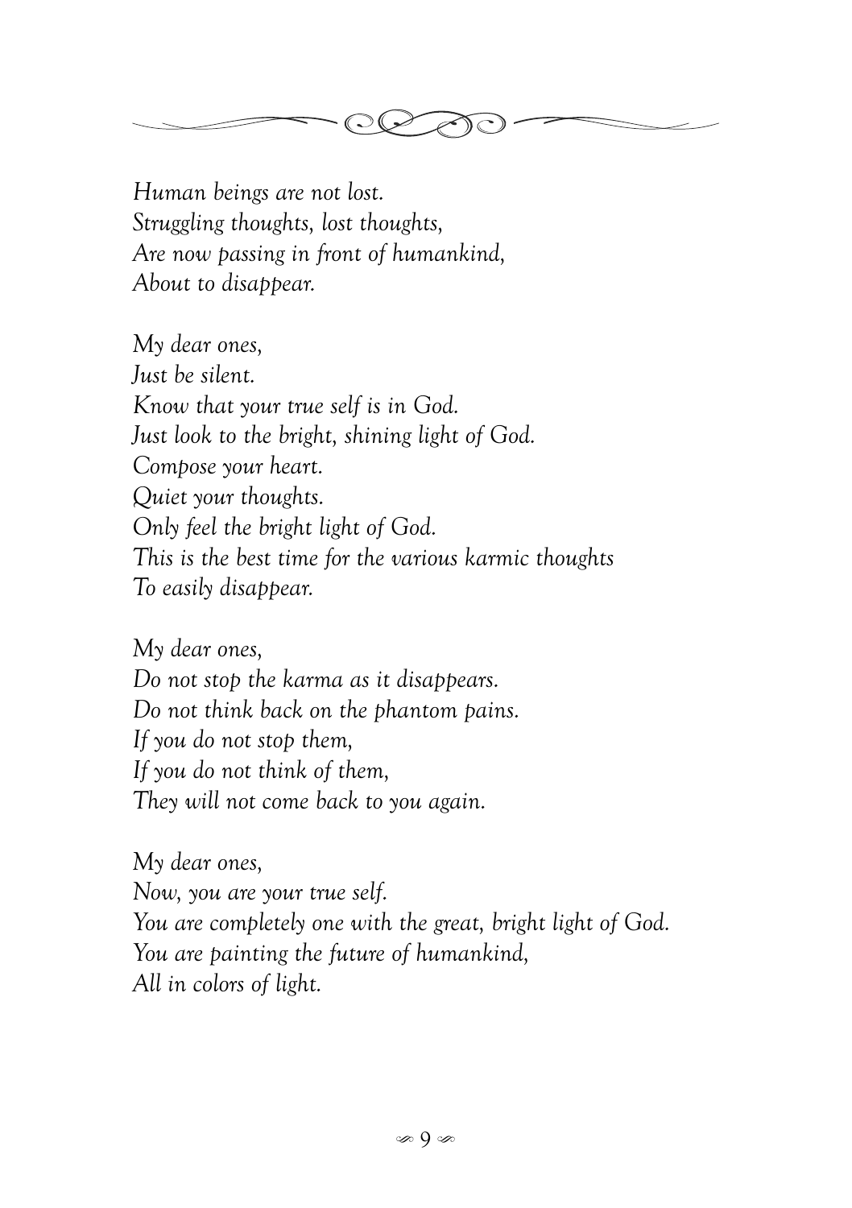*Human beings are not lost.*
*Struggling thoughts, lost thoughts,*
*Are now passing in front of humankind,*
*About to disappear.*

*My dear ones,*
*Just be silent.*
*Know that your true self is in God.*
*Just look to the bright, shining light of God.*
*Compose your heart.*
*Quiet your thoughts.*
*Only feel the bright light of God.*
*This is the best time for the various karmic thoughts*
*To easily disappear.*

*My dear ones,*
*Do not stop the karma as it disappears.*
*Do not think back on the phantom pains.*
*If you do not stop them,*
*If you do not think of them,*
*They will not come back to you again.*

*My dear ones,*
*Now, you are your true self.*
*You are completely one with the great, bright light of God.*
*You are painting the future of humankind,*
*All in colors of light.*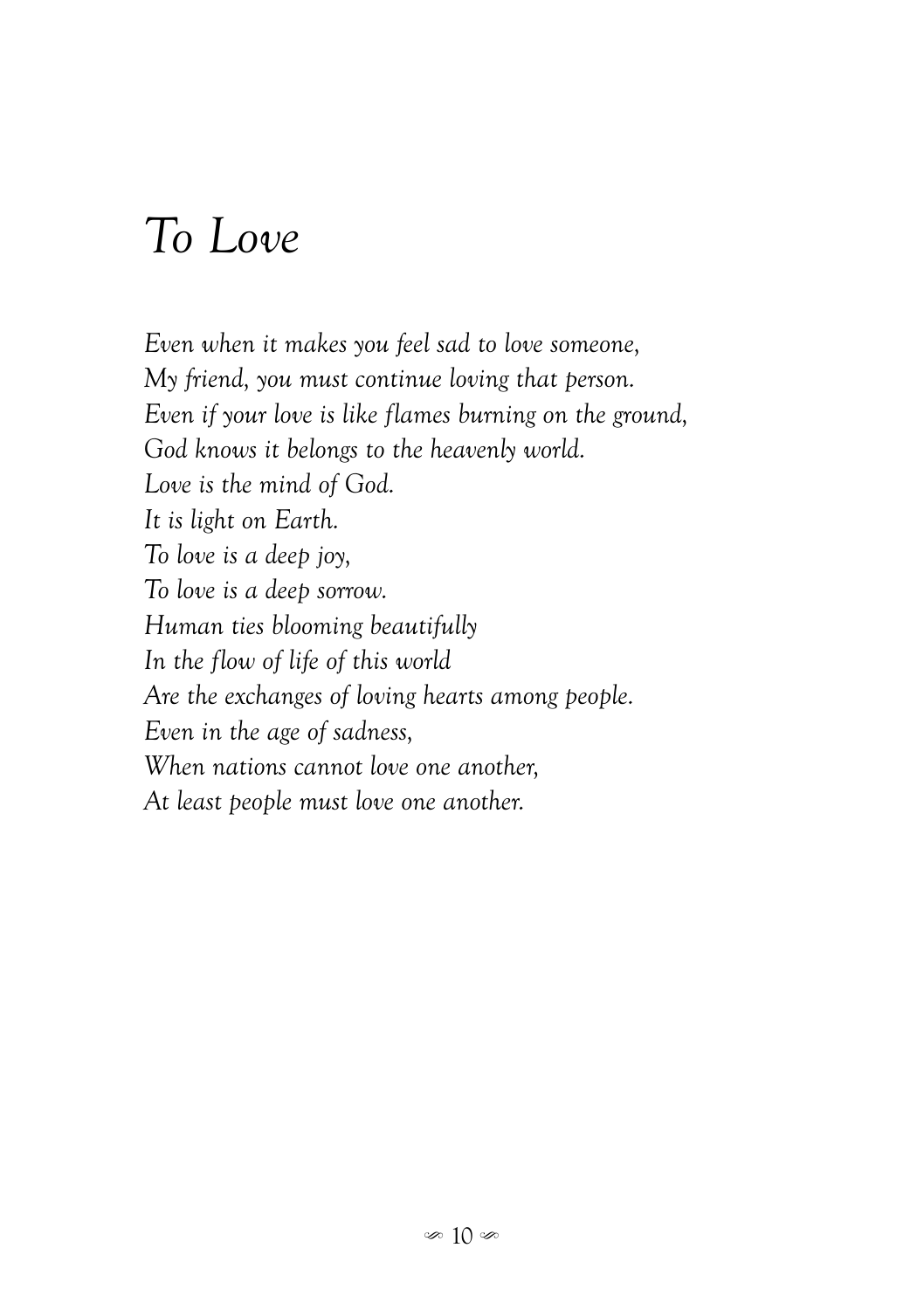# *To Love*

*Even when it makes you feel sad to love someone,*
*My friend, you must continue loving that person.*
*Even if your love is like flames burning on the ground,*
*God knows it belongs to the heavenly world.*
*Love is the mind of God.*
*It is light on Earth.*
*To love is a deep joy,*
*To love is a deep sorrow.*
*Human ties blooming beautifully*
*In the flow of life of this world*
*Are the exchanges of loving hearts among people.*
*Even in the age of sadness,*
*When nations cannot love one another,*
*At least people must love one another.*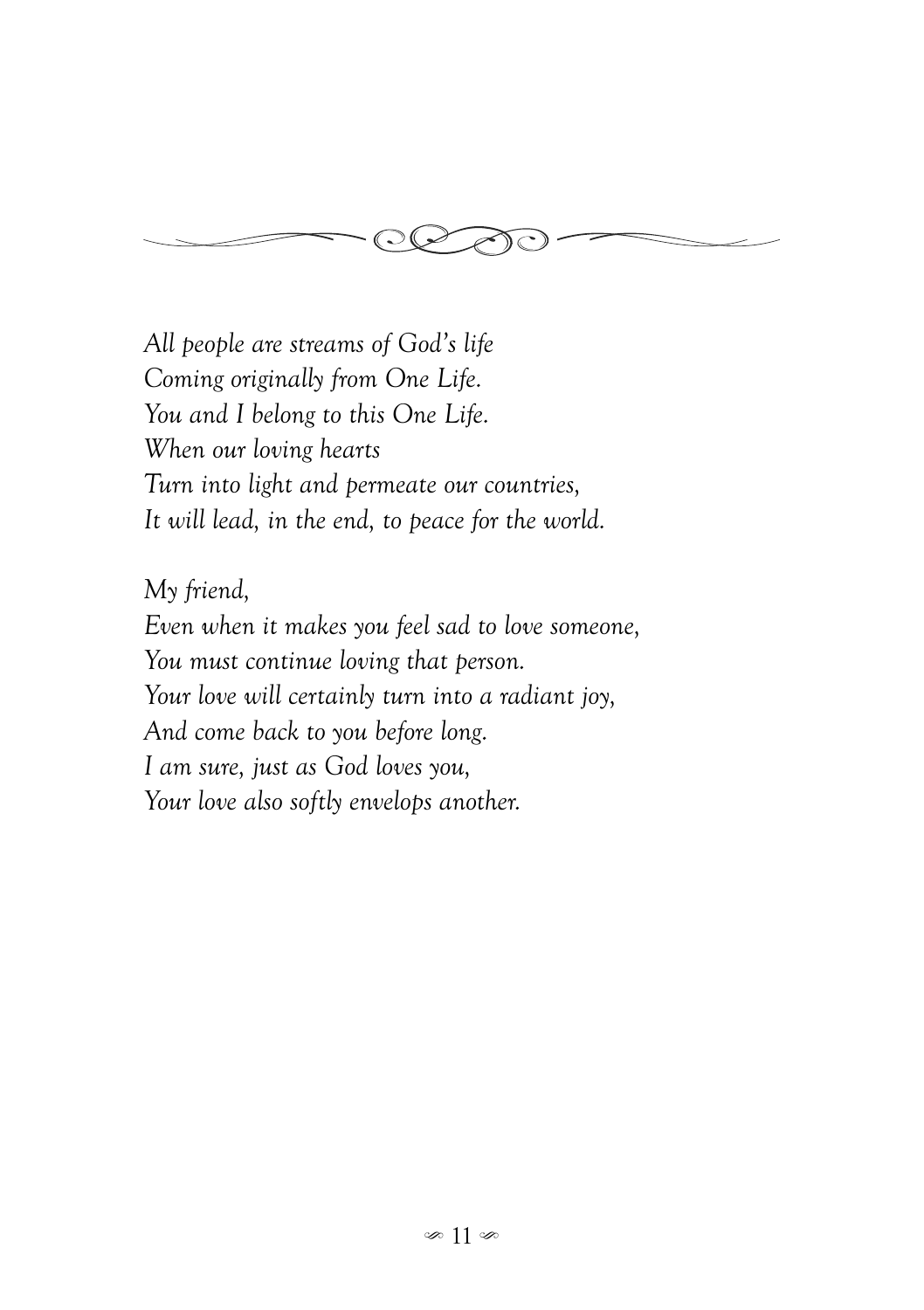*All people are streams of God's life*
*Coming originally from One Life.*
*You and I belong to this One Life.*
*When our loving hearts*
*Turn into light and permeate our countries,*
*It will lead, in the end, to peace for the world.*

*My friend,*
*Even when it makes you feel sad to love someone,*
*You must continue loving that person.*
*Your love will certainly turn into a radiant joy,*
*And come back to you before long.*
*I am sure, just as God loves you,*
*Your love also softly envelops another.*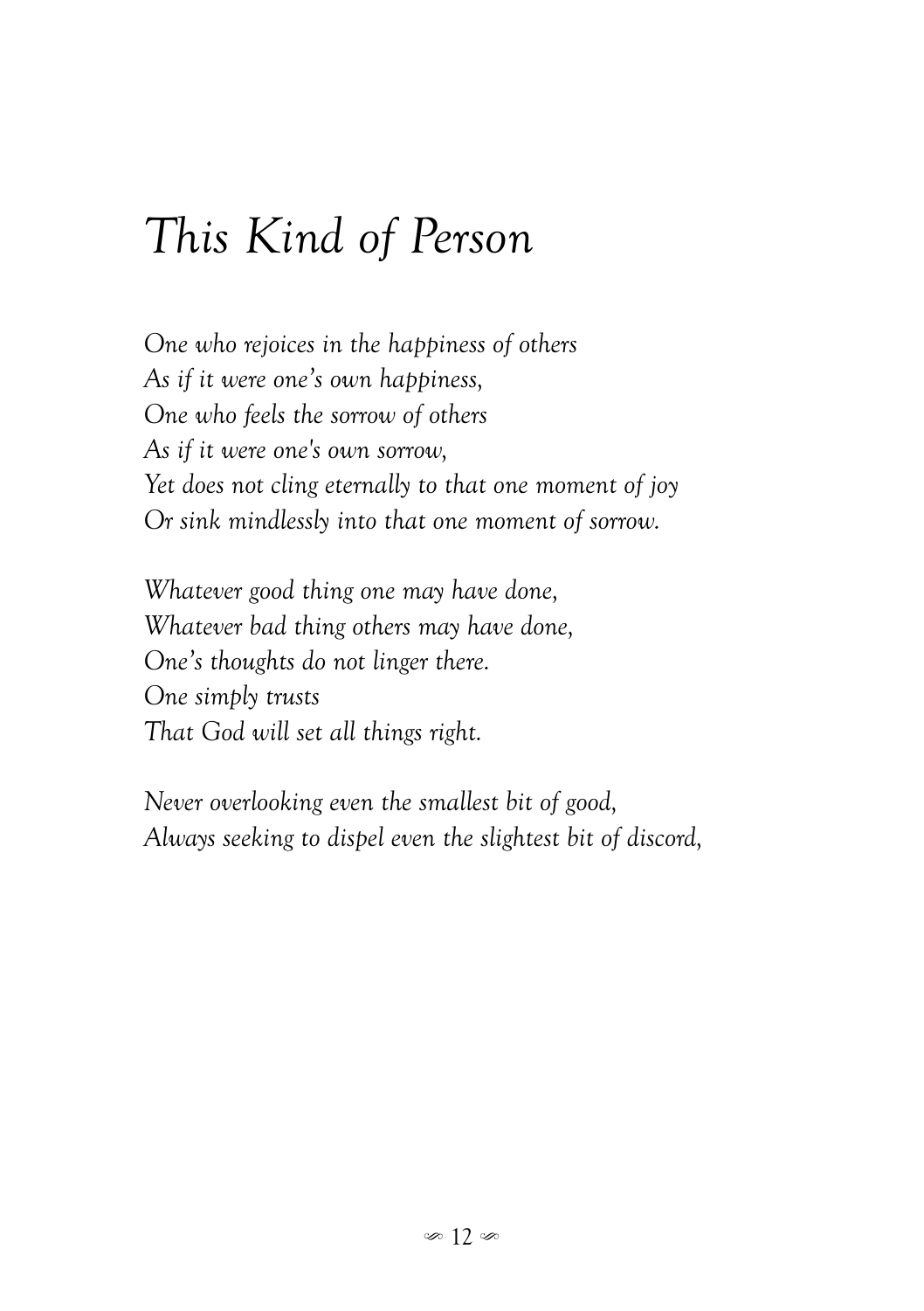# *This Kind of Person*

*One who rejoices in the happiness of others*
*As if it were one's own happiness,*
*One who feels the sorrow of others*
*As if it were one's own sorrow,*
*Yet does not cling eternally to that one moment of joy*
*Or sink mindlessly into that one moment of sorrow.*

*Whatever good thing one may have done,*
*Whatever bad thing others may have done,*
*One's thoughts do not linger there.*
*One simply trusts*
*That God will set all things right.*

*Never overlooking even the smallest bit of good,*
*Always seeking to dispel even the slightest bit of discord,*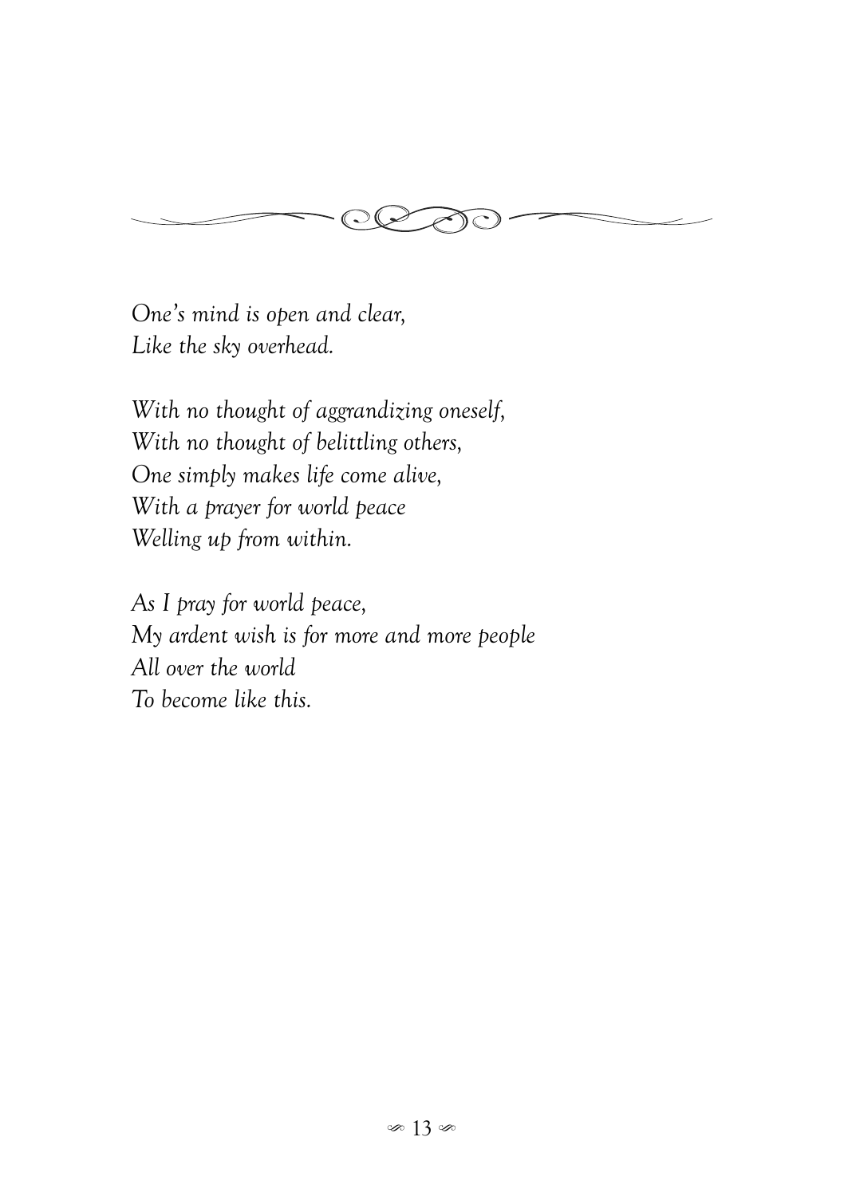*One's mind is open and clear,*
*Like the sky overhead.*

*With no thought of aggrandizing oneself,*
*With no thought of belittling others,*
*One simply makes life come alive,*
*With a prayer for world peace*
*Welling up from within.*

*As I pray for world peace,*
*My ardent wish is for more and more people*
*All over the world*
*To become like this.*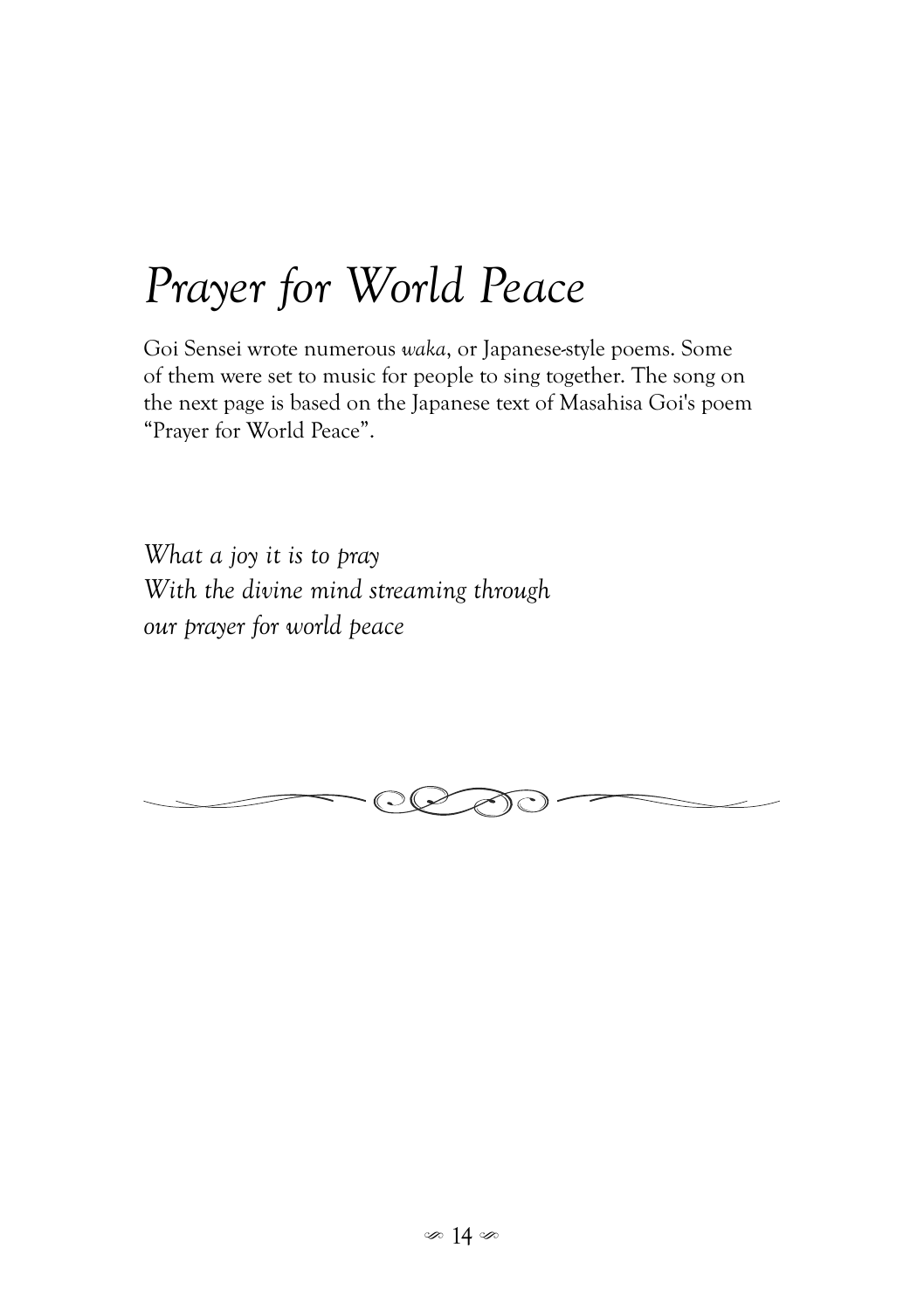# *Prayer for World Peace*

Goi Sensei wrote numerous *waka*, or Japanese-style poems. Some of them were set to music for people to sing together. The song on the next page is based on the Japanese text of Masahisa Goi's poem "Prayer for World Peace".

*What a joy it is to pray*  
*With the divine mind streaming through*  
*our prayer for world peace*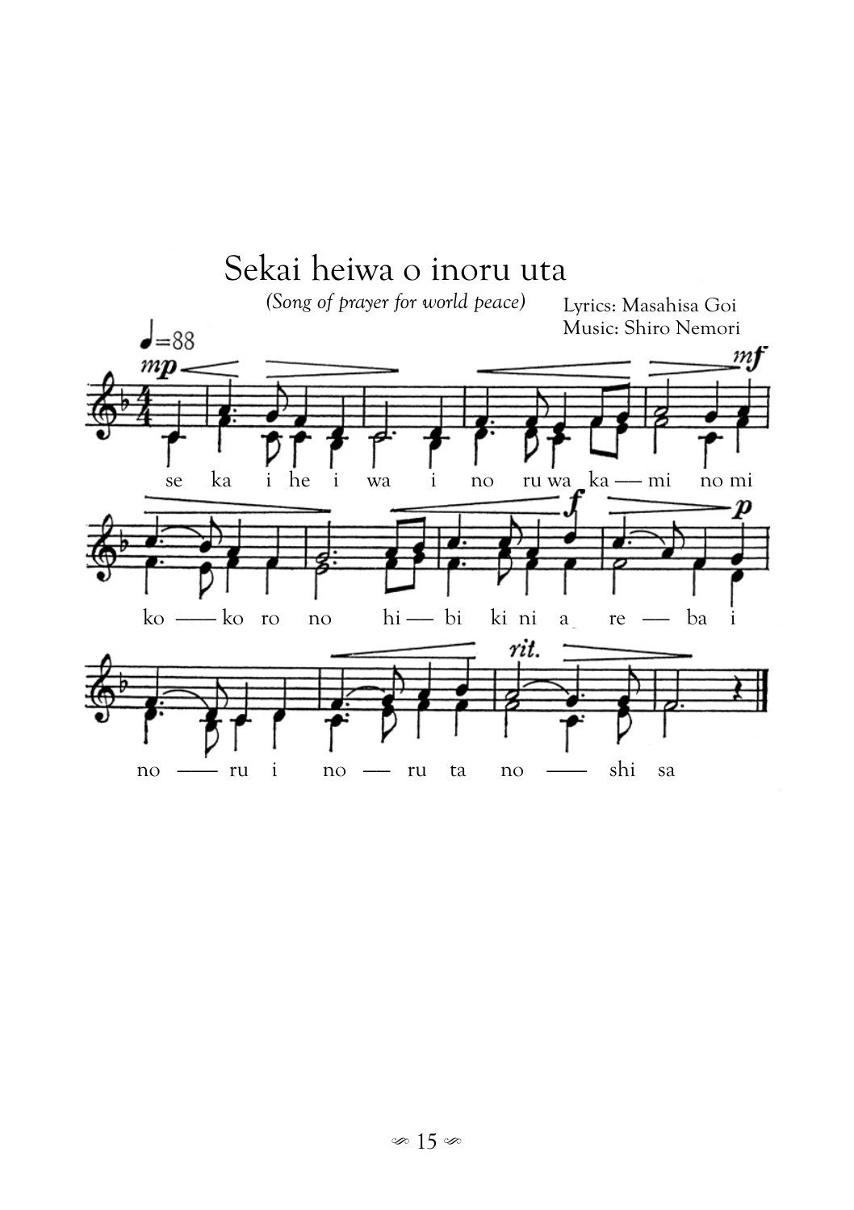# Sekai heiwa o inoru uta

*(Song of prayer for world peace)*

Lyrics: Masahisa Goi
Music: Shiro Nemori

se ka i he i wa i no ru wa ka — mi no mi

ko — ko ro no hi — bi ki ni a re — ba i

no — ru i no — ru ta no — shi sa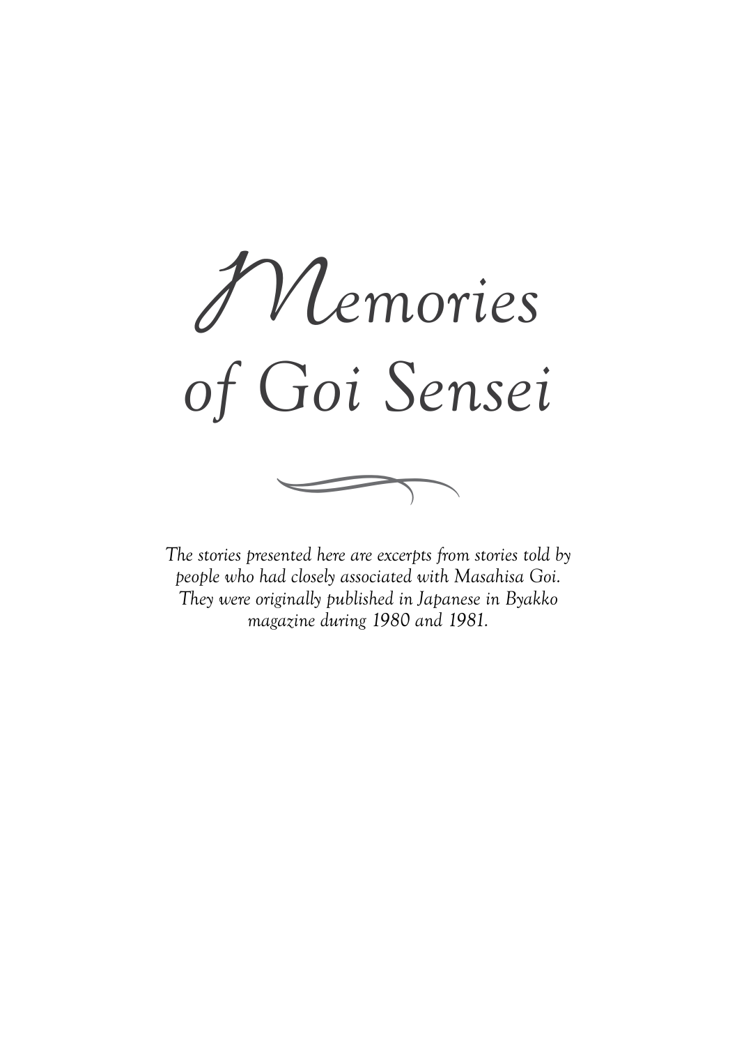# Memories of Goi Sensei

*The stories presented here are excerpts from stories told by people who had closely associated with Masahisa Goi. They were originally published in Japanese in Byakko magazine during 1980 and 1981.*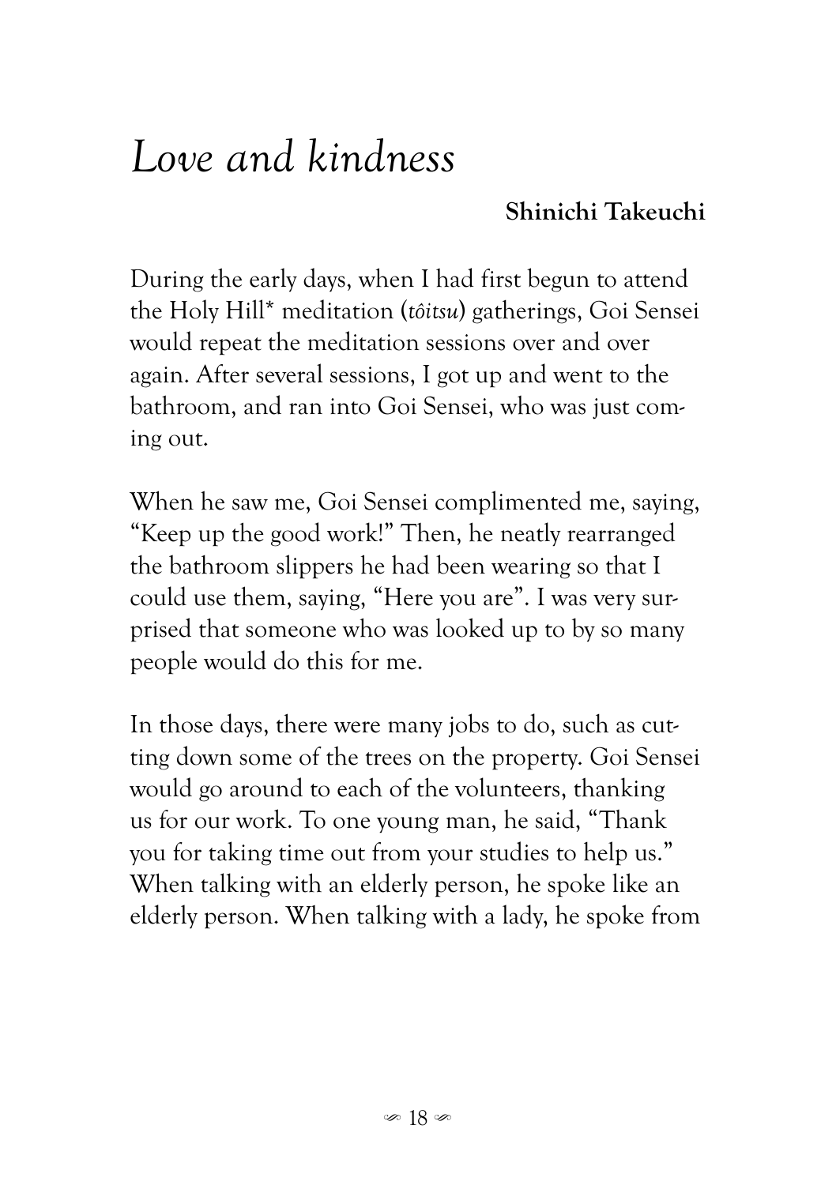# *Love and kindness*

**Shinichi Takeuchi**

During the early days, when I had first begun to attend the Holy Hill* meditation (*tôitsu*) gatherings, Goi Sensei would repeat the meditation sessions over and over again. After several sessions, I got up and went to the bathroom, and ran into Goi Sensei, who was just coming out.

When he saw me, Goi Sensei complimented me, saying, "Keep up the good work!" Then, he neatly rearranged the bathroom slippers he had been wearing so that I could use them, saying, "Here you are". I was very surprised that someone who was looked up to by so many people would do this for me.

In those days, there were many jobs to do, such as cutting down some of the trees on the property. Goi Sensei would go around to each of the volunteers, thanking us for our work. To one young man, he said, "Thank you for taking time out from your studies to help us." When talking with an elderly person, he spoke like an elderly person. When talking with a lady, he spoke from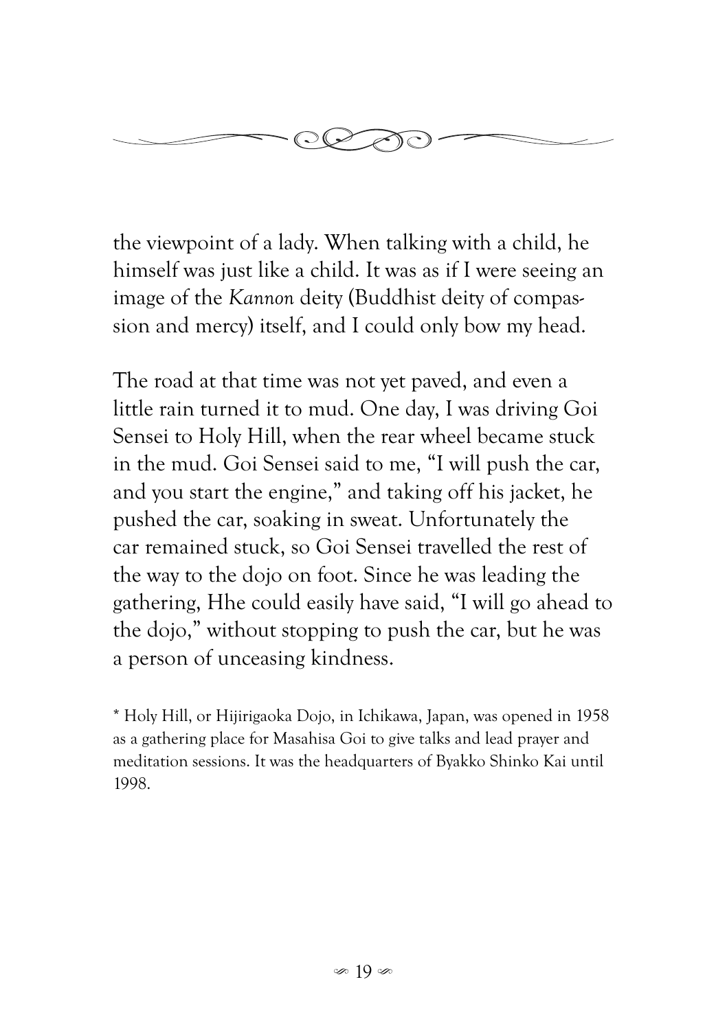the viewpoint of a lady. When talking with a child, he himself was just like a child. It was as if I were seeing an image of the *Kannon* deity (Buddhist deity of compassion and mercy) itself, and I could only bow my head.

The road at that time was not yet paved, and even a little rain turned it to mud. One day, I was driving Goi Sensei to Holy Hill, when the rear wheel became stuck in the mud. Goi Sensei said to me, "I will push the car, and you start the engine," and taking off his jacket, he pushed the car, soaking in sweat. Unfortunately the car remained stuck, so Goi Sensei travelled the rest of the way to the dojo on foot. Since he was leading the gathering, Hhe could easily have said, "I will go ahead to the dojo," without stopping to push the car, but he was a person of unceasing kindness.

* Holy Hill, or Hijirigaoka Dojo, in Ichikawa, Japan, was opened in 1958 as a gathering place for Masahisa Goi to give talks and lead prayer and meditation sessions. It was the headquarters of Byakko Shinko Kai until 1998.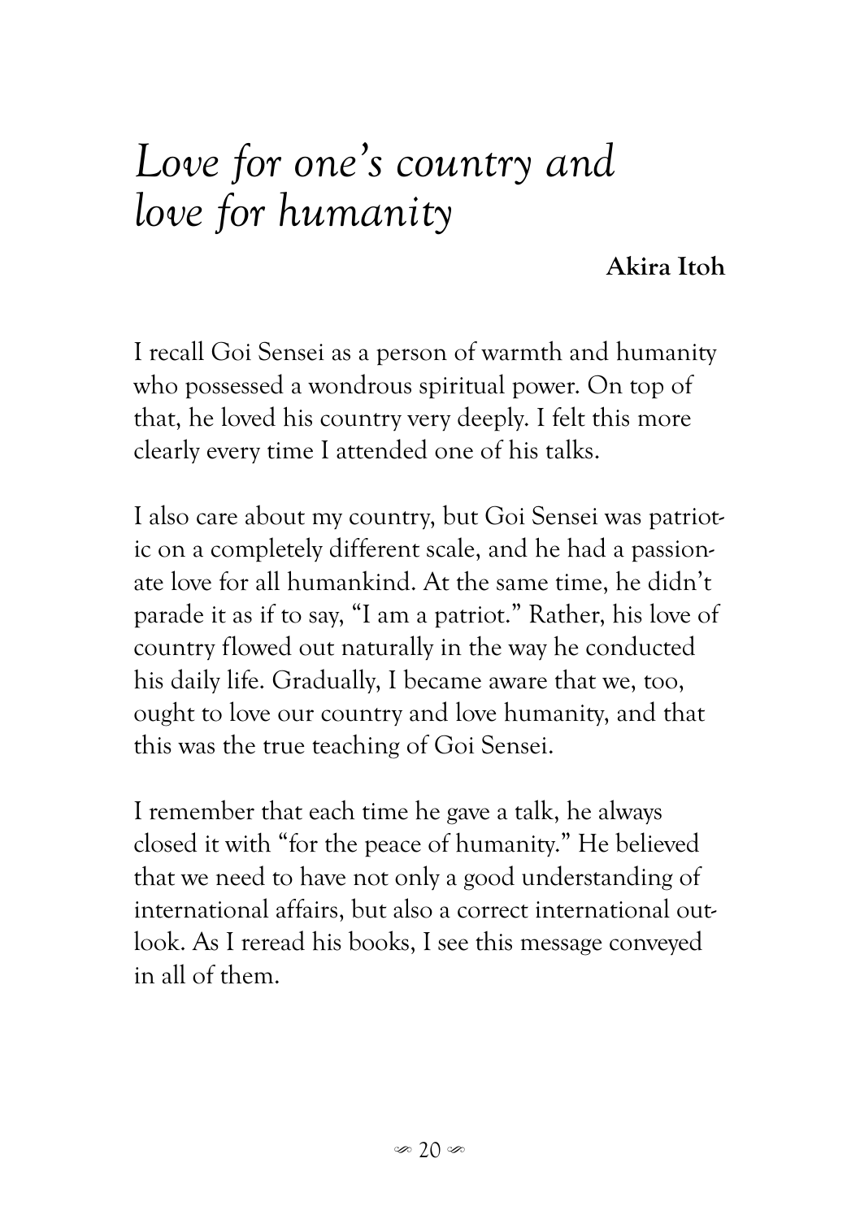# *Love for one's country and love for humanity*

**Akira Itoh**

I recall Goi Sensei as a person of warmth and humanity who possessed a wondrous spiritual power. On top of that, he loved his country very deeply. I felt this more clearly every time I attended one of his talks.

I also care about my country, but Goi Sensei was patriotic on a completely different scale, and he had a passionate love for all humankind. At the same time, he didn't parade it as if to say, "I am a patriot." Rather, his love of country flowed out naturally in the way he conducted his daily life. Gradually, I became aware that we, too, ought to love our country and love humanity, and that this was the true teaching of Goi Sensei.

I remember that each time he gave a talk, he always closed it with "for the peace of humanity." He believed that we need to have not only a good understanding of international affairs, but also a correct international outlook. As I reread his books, I see this message conveyed in all of them.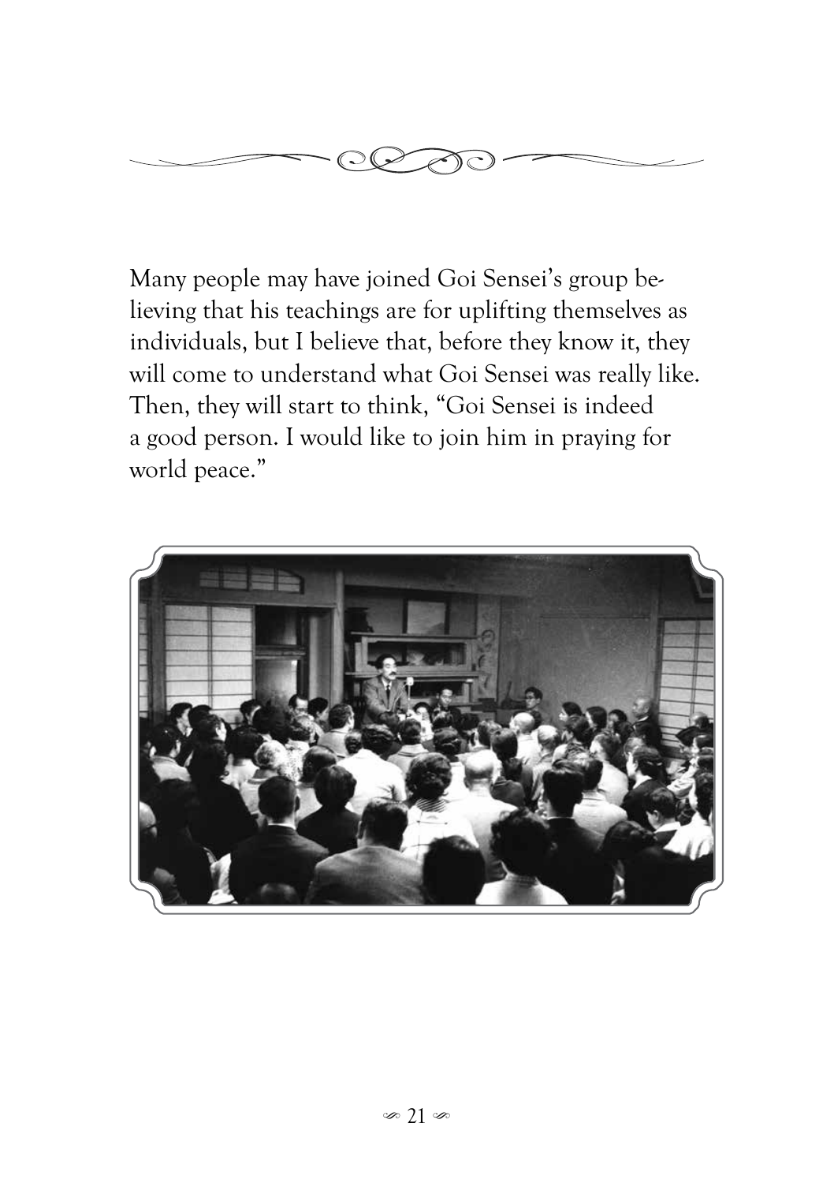Many people may have joined Goi Sensei's group believing that his teachings are for uplifting themselves as individuals, but I believe that, before they know it, they will come to understand what Goi Sensei was really like. Then, they will start to think, "Goi Sensei is indeed a good person. I would like to join him in praying for world peace."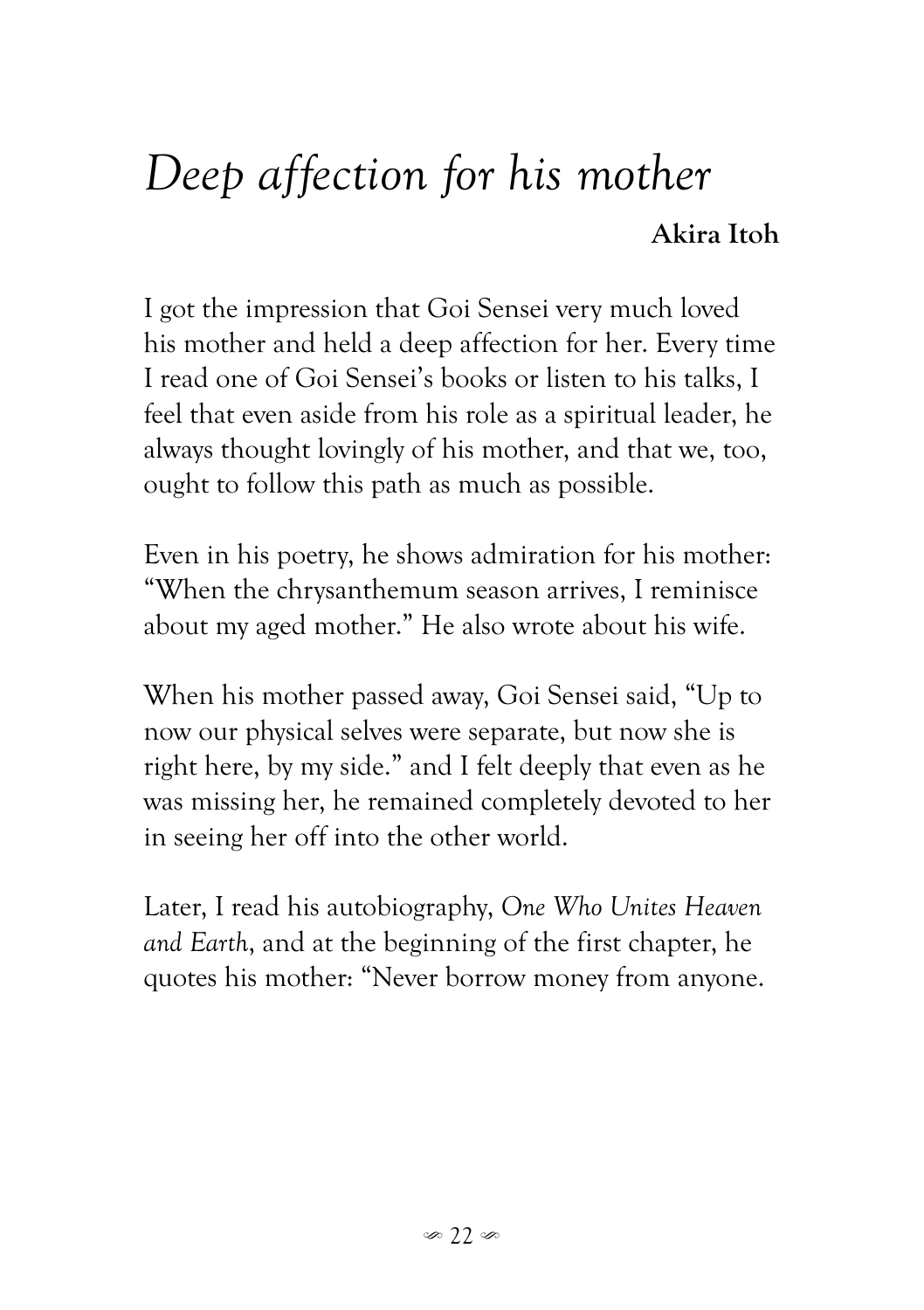# *Deep affection for his mother*

**Akira Itoh**

I got the impression that Goi Sensei very much loved his mother and held a deep affection for her. Every time I read one of Goi Sensei's books or listen to his talks, I feel that even aside from his role as a spiritual leader, he always thought lovingly of his mother, and that we, too, ought to follow this path as much as possible.

Even in his poetry, he shows admiration for his mother: "When the chrysanthemum season arrives, I reminisce about my aged mother." He also wrote about his wife.

When his mother passed away, Goi Sensei said, "Up to now our physical selves were separate, but now she is right here, by my side." and I felt deeply that even as he was missing her, he remained completely devoted to her in seeing her off into the other world.

Later, I read his autobiography, *One Who Unites Heaven and Earth*, and at the beginning of the first chapter, he quotes his mother: "Never borrow money from anyone.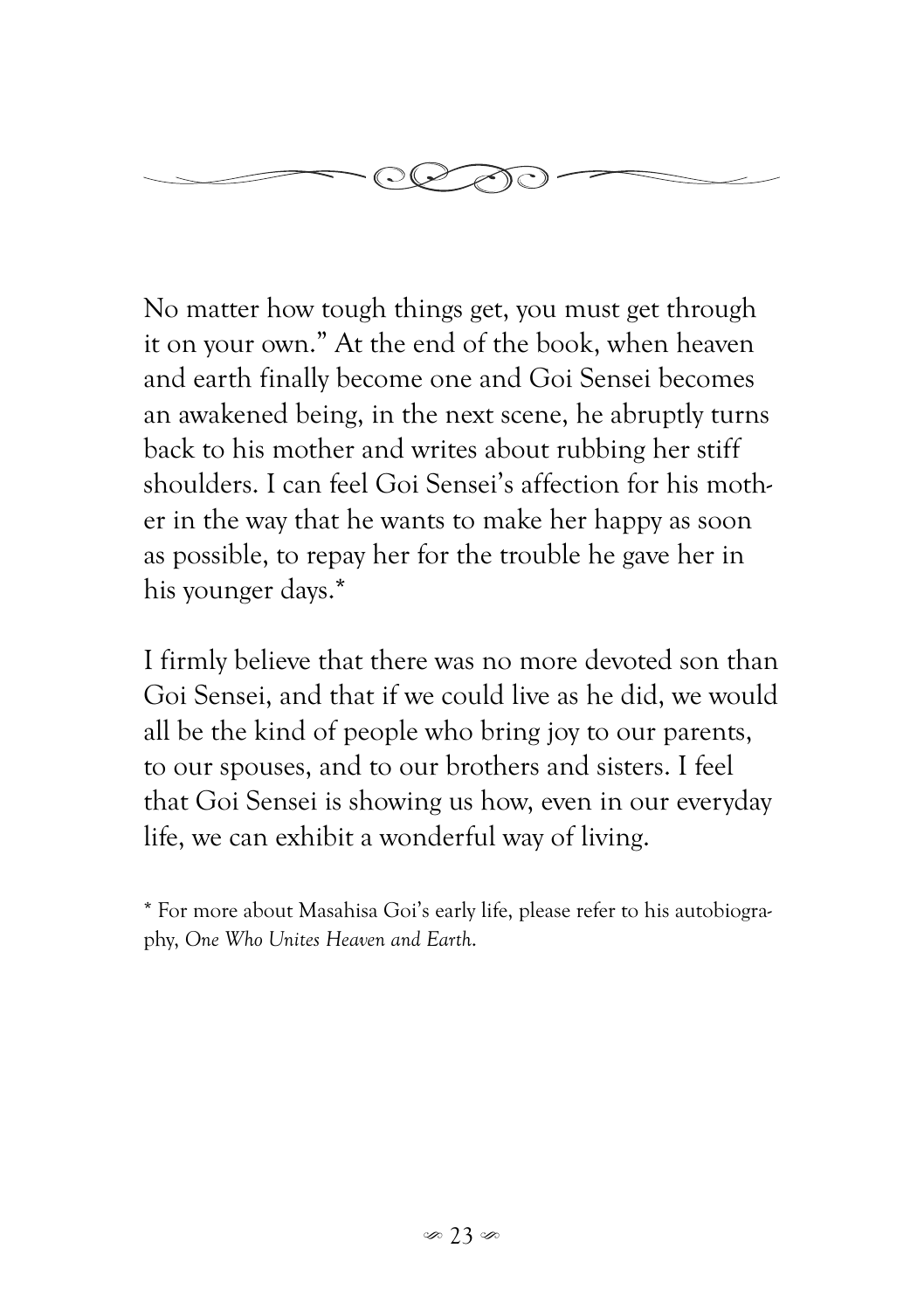No matter how tough things get, you must get through it on your own." At the end of the book, when heaven and earth finally become one and Goi Sensei becomes an awakened being, in the next scene, he abruptly turns back to his mother and writes about rubbing her stiff shoulders. I can feel Goi Sensei's affection for his mother in the way that he wants to make her happy as soon as possible, to repay her for the trouble he gave her in his younger days.*

I firmly believe that there was no more devoted son than Goi Sensei, and that if we could live as he did, we would all be the kind of people who bring joy to our parents, to our spouses, and to our brothers and sisters. I feel that Goi Sensei is showing us how, even in our everyday life, we can exhibit a wonderful way of living.

* For more about Masahisa Goi's early life, please refer to his autobiography, *One Who Unites Heaven and Earth*.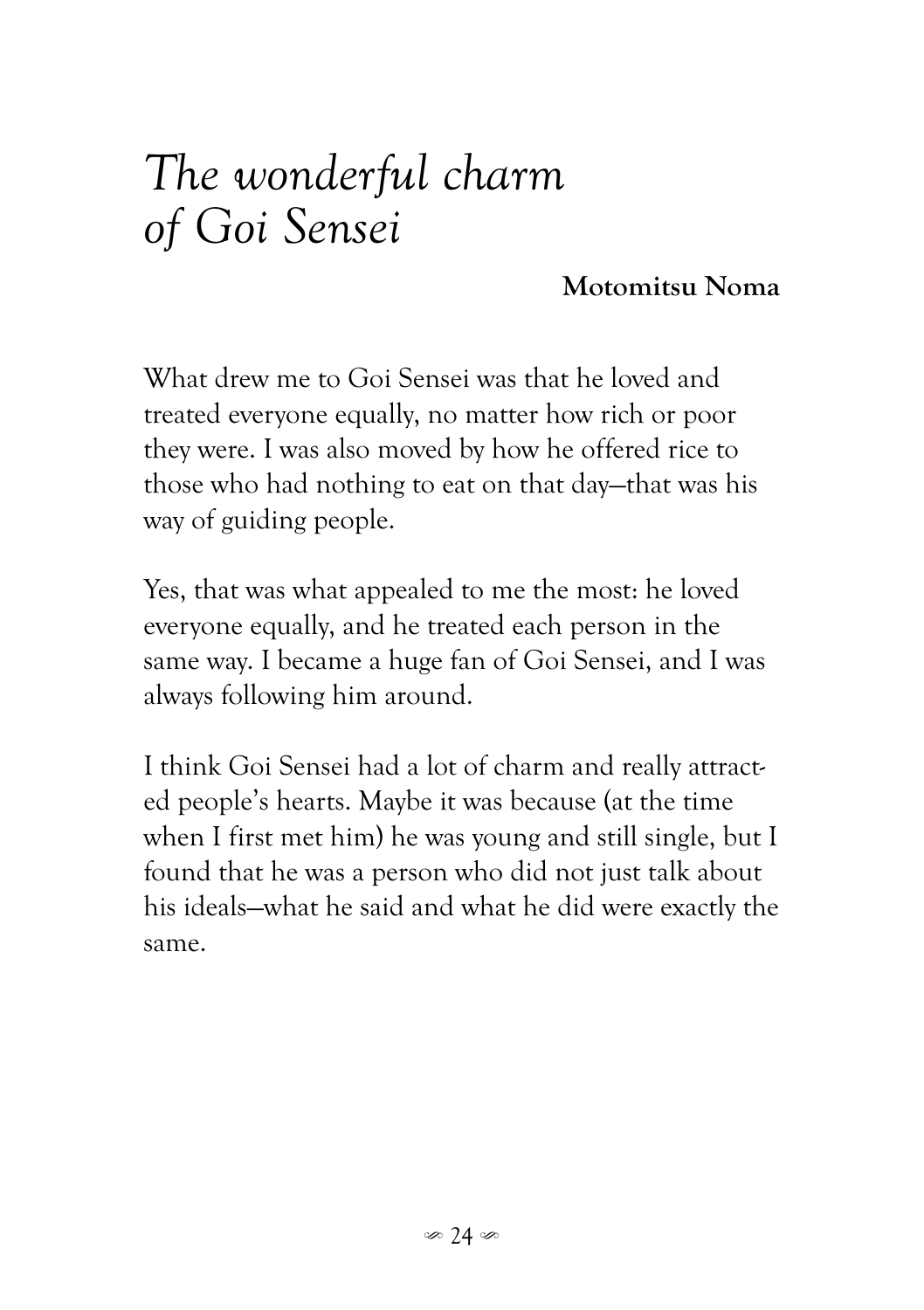# *The wonderful charm of Goi Sensei*

**Motomitsu Noma**

What drew me to Goi Sensei was that he loved and treated everyone equally, no matter how rich or poor they were. I was also moved by how he offered rice to those who had nothing to eat on that day—that was his way of guiding people.

Yes, that was what appealed to me the most: he loved everyone equally, and he treated each person in the same way. I became a huge fan of Goi Sensei, and I was always following him around.

I think Goi Sensei had a lot of charm and really attracted people's hearts. Maybe it was because (at the time when I first met him) he was young and still single, but I found that he was a person who did not just talk about his ideals—what he said and what he did were exactly the same.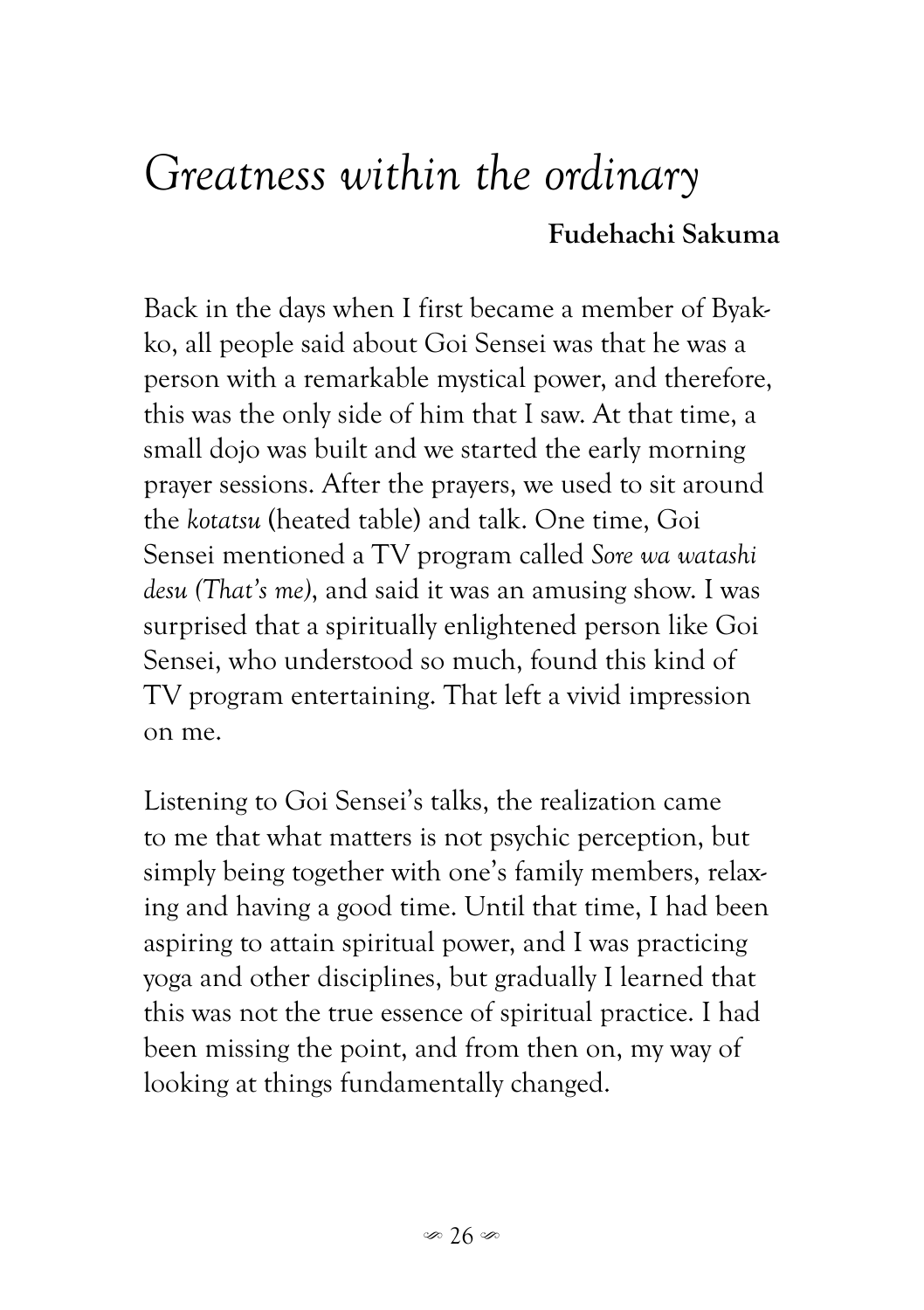# *Greatness within the ordinary*

**Fudehachi Sakuma**

Back in the days when I first became a member of Byakko, all people said about Goi Sensei was that he was a person with a remarkable mystical power, and therefore, this was the only side of him that I saw. At that time, a small dojo was built and we started the early morning prayer sessions. After the prayers, we used to sit around the *kotatsu* (heated table) and talk. One time, Goi Sensei mentioned a TV program called *Sore wa watashi desu (That's me)*, and said it was an amusing show. I was surprised that a spiritually enlightened person like Goi Sensei, who understood so much, found this kind of TV program entertaining. That left a vivid impression on me.

Listening to Goi Sensei's talks, the realization came to me that what matters is not psychic perception, but simply being together with one's family members, relaxing and having a good time. Until that time, I had been aspiring to attain spiritual power, and I was practicing yoga and other disciplines, but gradually I learned that this was not the true essence of spiritual practice. I had been missing the point, and from then on, my way of looking at things fundamentally changed.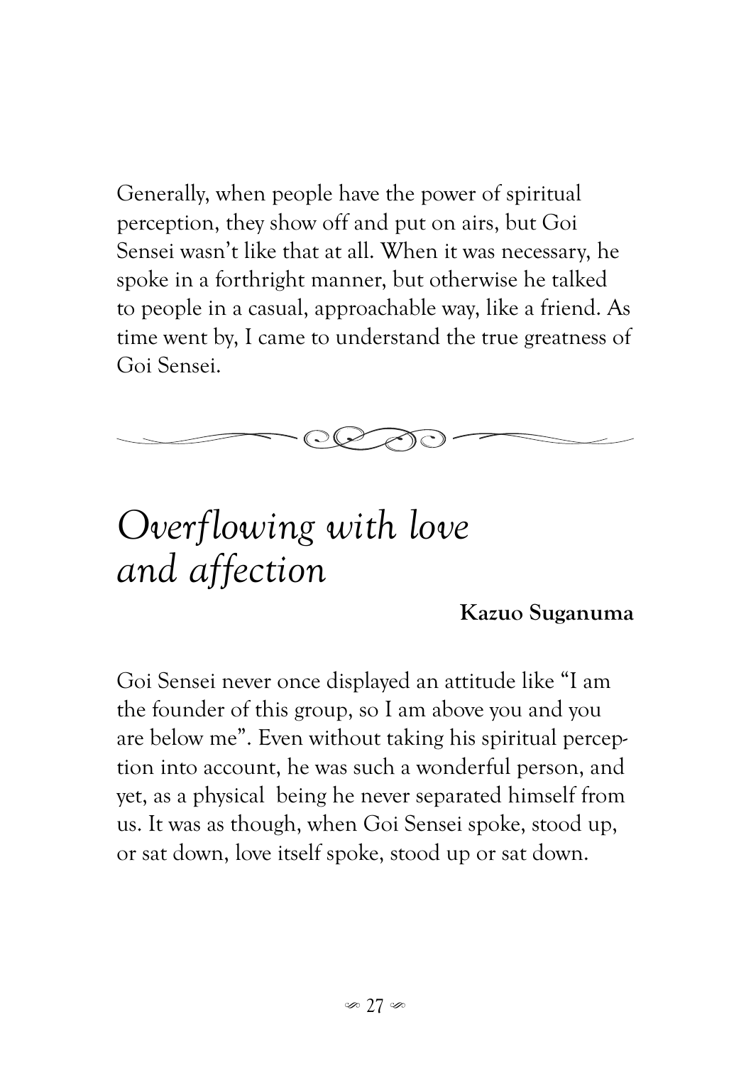Generally, when people have the power of spiritual perception, they show off and put on airs, but Goi Sensei wasn't like that at all. When it was necessary, he spoke in a forthright manner, but otherwise he talked to people in a casual, approachable way, like a friend. As time went by, I came to understand the true greatness of Goi Sensei.

## *Overflowing with love and affection*

**Kazuo Suganuma**

Goi Sensei never once displayed an attitude like "I am the founder of this group, so I am above you and you are below me". Even without taking his spiritual perception into account, he was such a wonderful person, and yet, as a physical being he never separated himself from us. It was as though, when Goi Sensei spoke, stood up, or sat down, love itself spoke, stood up or sat down.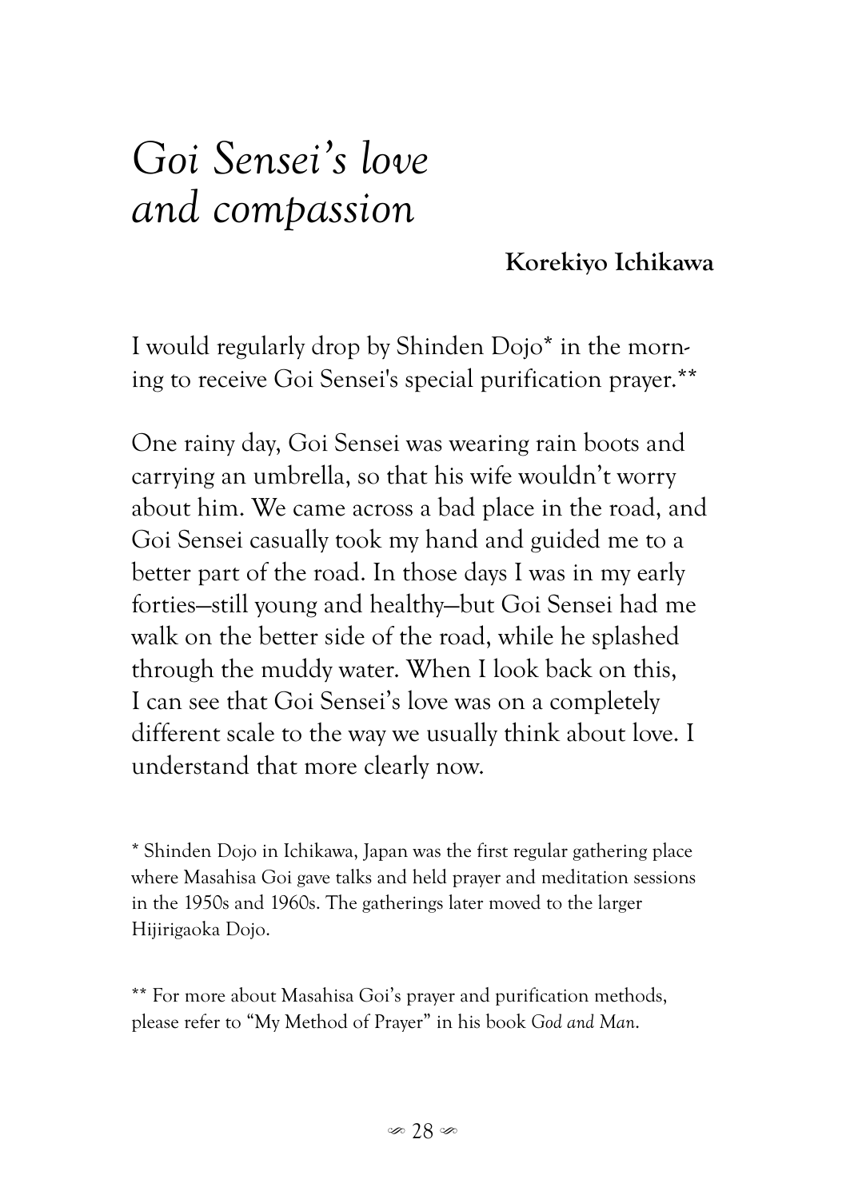# *Goi Sensei's love and compassion*

**Korekiyo Ichikawa**

I would regularly drop by Shinden Dojo* in the morning to receive Goi Sensei's special purification prayer.**

One rainy day, Goi Sensei was wearing rain boots and carrying an umbrella, so that his wife wouldn't worry about him. We came across a bad place in the road, and Goi Sensei casually took my hand and guided me to a better part of the road. In those days I was in my early forties—still young and healthy—but Goi Sensei had me walk on the better side of the road, while he splashed through the muddy water. When I look back on this, I can see that Goi Sensei's love was on a completely different scale to the way we usually think about love. I understand that more clearly now.

\* Shinden Dojo in Ichikawa, Japan was the first regular gathering place where Masahisa Goi gave talks and held prayer and meditation sessions in the 1950s and 1960s. The gatherings later moved to the larger Hijirigaoka Dojo.

** For more about Masahisa Goi's prayer and purification methods, please refer to "My Method of Prayer" in his book *God and Man*.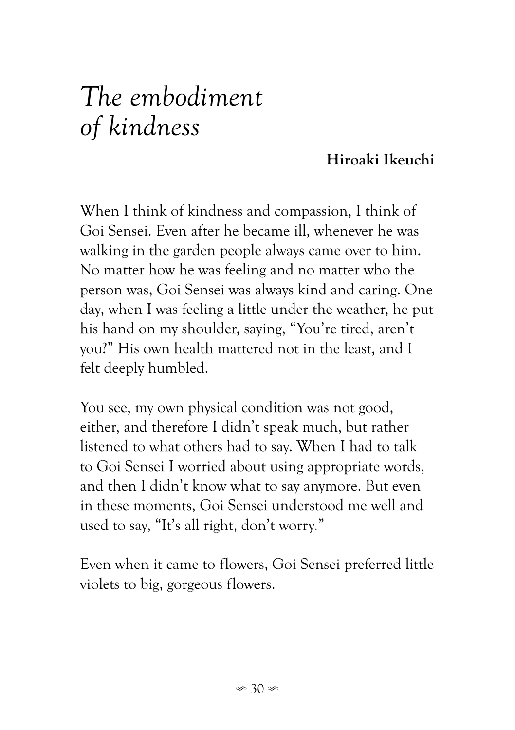# *The embodiment of kindness*

**Hiroaki Ikeuchi**

When I think of kindness and compassion, I think of Goi Sensei. Even after he became ill, whenever he was walking in the garden people always came over to him. No matter how he was feeling and no matter who the person was, Goi Sensei was always kind and caring. One day, when I was feeling a little under the weather, he put his hand on my shoulder, saying, "You're tired, aren't you?" His own health mattered not in the least, and I felt deeply humbled.

You see, my own physical condition was not good, either, and therefore I didn't speak much, but rather listened to what others had to say. When I had to talk to Goi Sensei I worried about using appropriate words, and then I didn't know what to say anymore. But even in these moments, Goi Sensei understood me well and used to say, "It's all right, don't worry."

Even when it came to flowers, Goi Sensei preferred little violets to big, gorgeous flowers.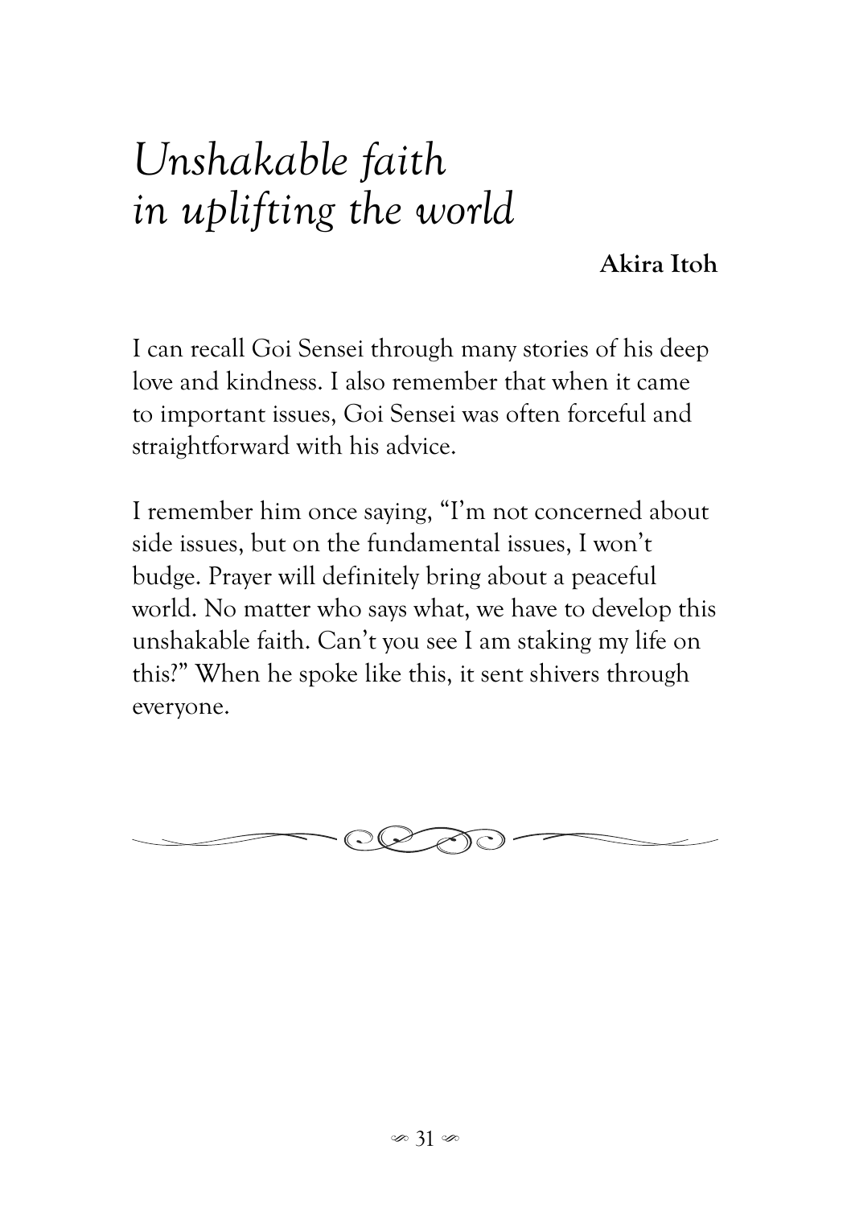# *Unshakable faith in uplifting the world*

**Akira Itoh**

I can recall Goi Sensei through many stories of his deep love and kindness. I also remember that when it came to important issues, Goi Sensei was often forceful and straightforward with his advice.

I remember him once saying, "I'm not concerned about side issues, but on the fundamental issues, I won't budge. Prayer will definitely bring about a peaceful world. No matter who says what, we have to develop this unshakable faith. Can't you see I am staking my life on this?" When he spoke like this, it sent shivers through everyone.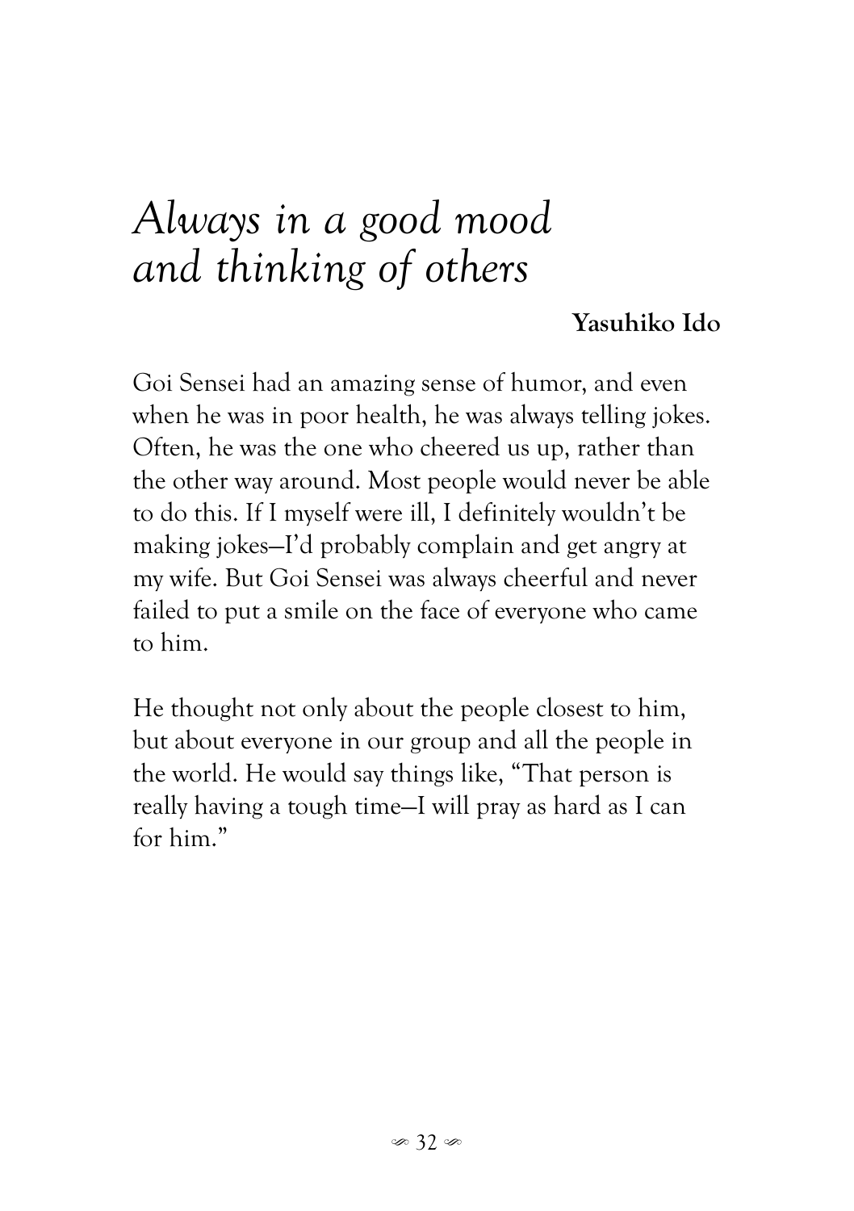# *Always in a good mood and thinking of others*

**Yasuhiko Ido**

Goi Sensei had an amazing sense of humor, and even when he was in poor health, he was always telling jokes. Often, he was the one who cheered us up, rather than the other way around. Most people would never be able to do this. If I myself were ill, I definitely wouldn't be making jokes—I'd probably complain and get angry at my wife. But Goi Sensei was always cheerful and never failed to put a smile on the face of everyone who came to him.

He thought not only about the people closest to him, but about everyone in our group and all the people in the world. He would say things like, "That person is really having a tough time—I will pray as hard as I can for him."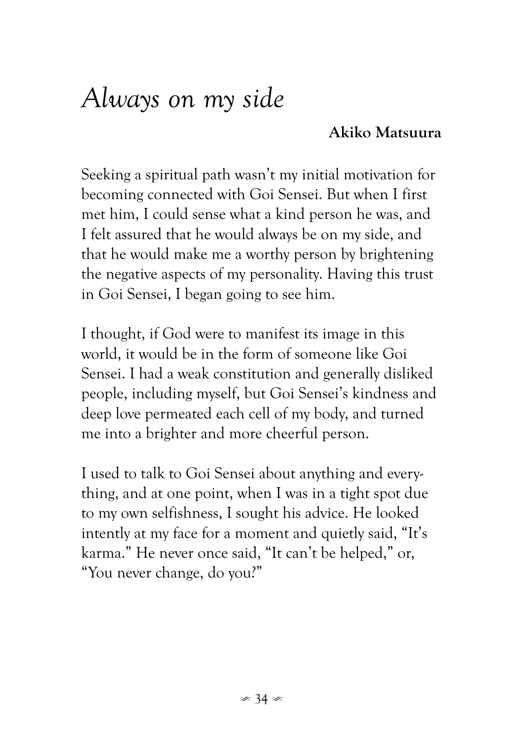# *Always on my side*

**Akiko Matsuura**

Seeking a spiritual path wasn't my initial motivation for becoming connected with Goi Sensei. But when I first met him, I could sense what a kind person he was, and I felt assured that he would always be on my side, and that he would make me a worthy person by brightening the negative aspects of my personality. Having this trust in Goi Sensei, I began going to see him.

I thought, if God were to manifest its image in this world, it would be in the form of someone like Goi Sensei. I had a weak constitution and generally disliked people, including myself, but Goi Sensei's kindness and deep love permeated each cell of my body, and turned me into a brighter and more cheerful person.

I used to talk to Goi Sensei about anything and everything, and at one point, when I was in a tight spot due to my own selfishness, I sought his advice. He looked intently at my face for a moment and quietly said, "It's karma." He never once said, "It can't be helped," or, "You never change, do you?"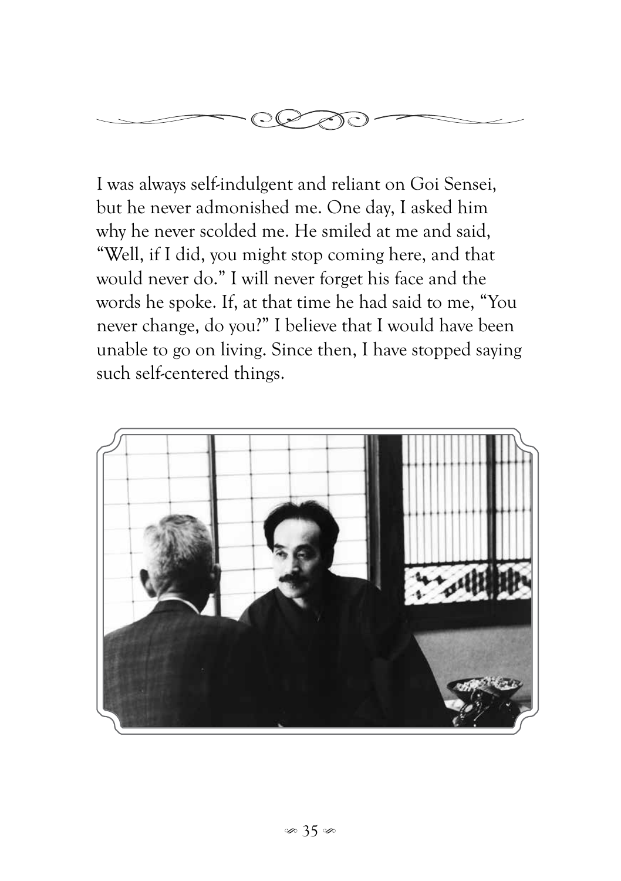I was always self-indulgent and reliant on Goi Sensei, but he never admonished me. One day, I asked him why he never scolded me. He smiled at me and said, "Well, if I did, you might stop coming here, and that would never do." I will never forget his face and the words he spoke. If, at that time he had said to me, "You never change, do you?" I believe that I would have been unable to go on living. Since then, I have stopped saying such self-centered things.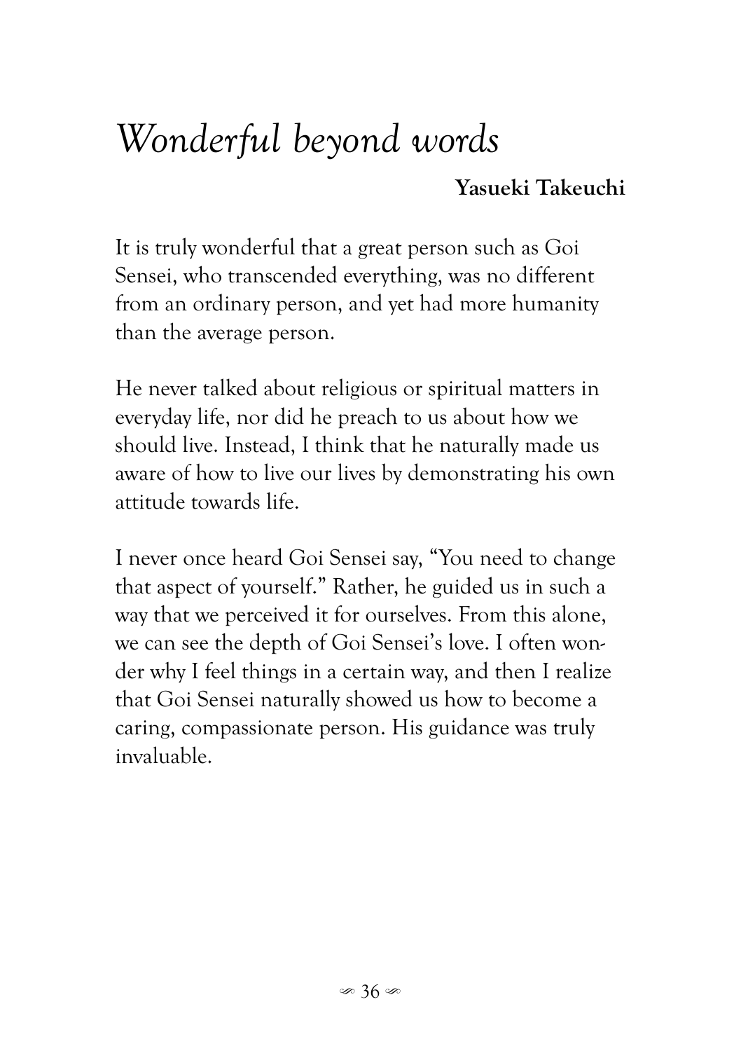# *Wonderful beyond words*

**Yasueki Takeuchi**

It is truly wonderful that a great person such as Goi Sensei, who transcended everything, was no different from an ordinary person, and yet had more humanity than the average person.

He never talked about religious or spiritual matters in everyday life, nor did he preach to us about how we should live. Instead, I think that he naturally made us aware of how to live our lives by demonstrating his own attitude towards life.

I never once heard Goi Sensei say, "You need to change that aspect of yourself." Rather, he guided us in such a way that we perceived it for ourselves. From this alone, we can see the depth of Goi Sensei's love. I often wonder why I feel things in a certain way, and then I realize that Goi Sensei naturally showed us how to become a caring, compassionate person. His guidance was truly invaluable.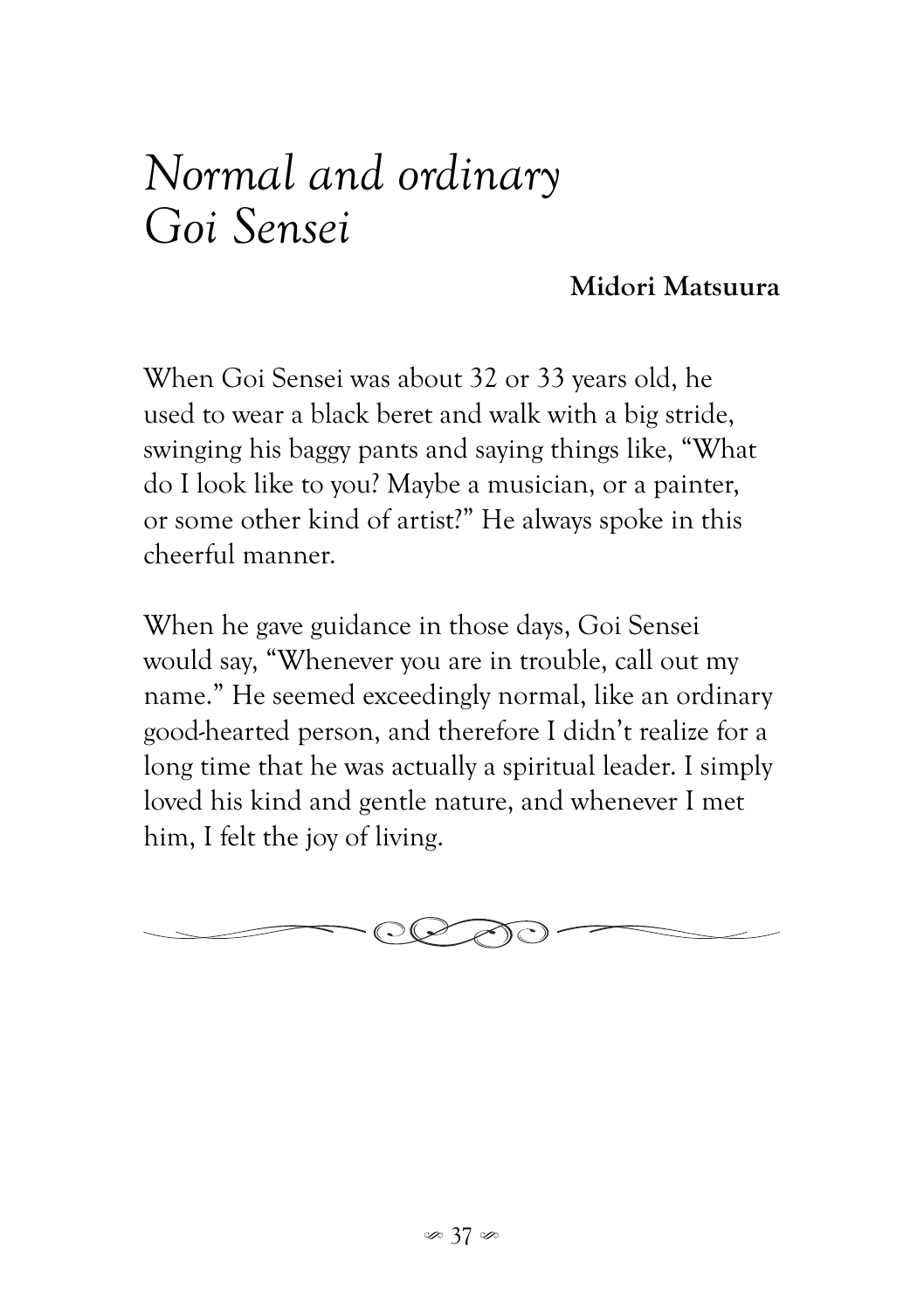# *Normal and ordinary Goi Sensei*

**Midori Matsuura**

When Goi Sensei was about 32 or 33 years old, he used to wear a black beret and walk with a big stride, swinging his baggy pants and saying things like, "What do I look like to you? Maybe a musician, or a painter, or some other kind of artist?" He always spoke in this cheerful manner.

When he gave guidance in those days, Goi Sensei would say, "Whenever you are in trouble, call out my name." He seemed exceedingly normal, like an ordinary good-hearted person, and therefore I didn't realize for a long time that he was actually a spiritual leader. I simply loved his kind and gentle nature, and whenever I met him, I felt the joy of living.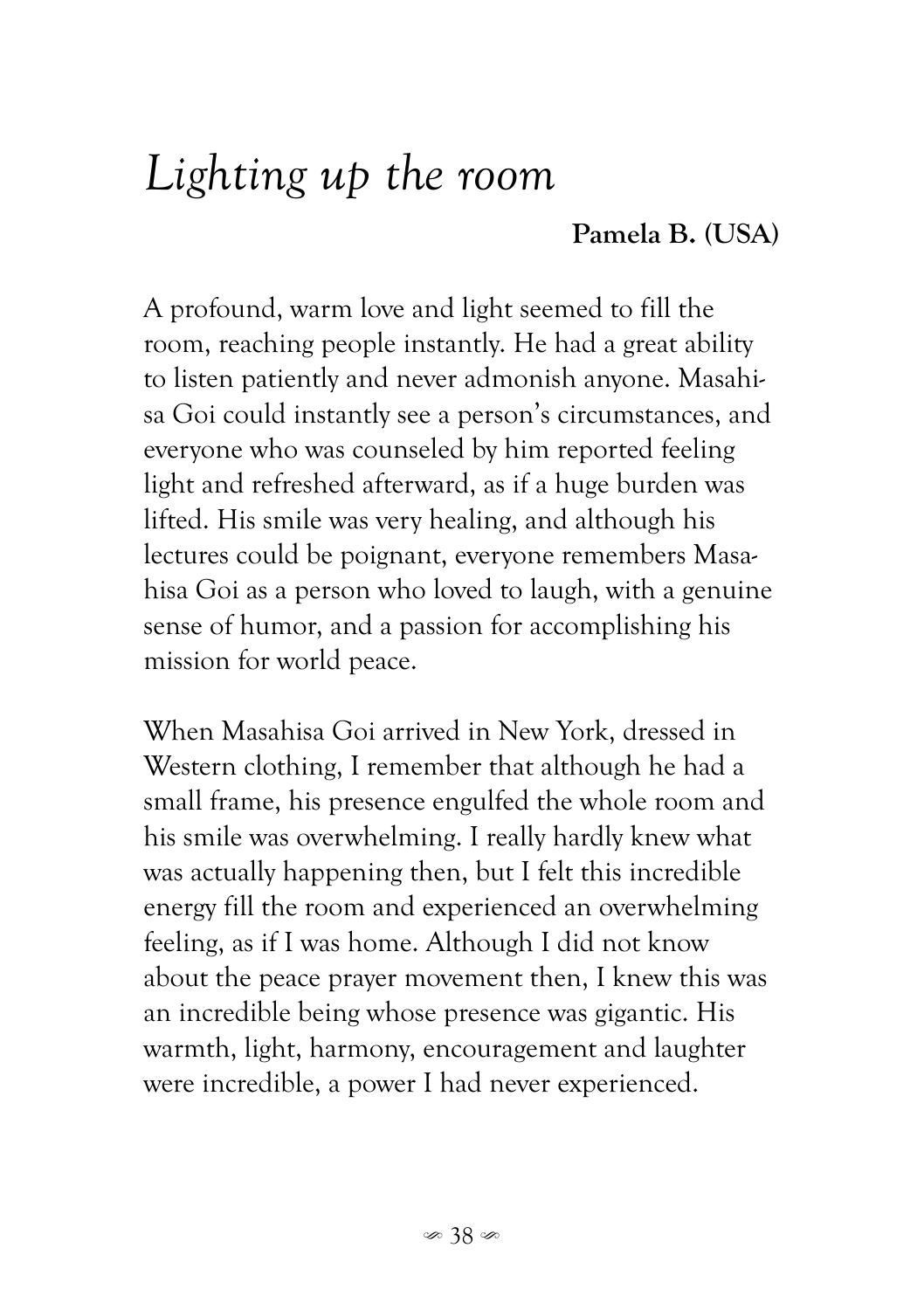# *Lighting up the room*

**Pamela B. (USA)**

A profound, warm love and light seemed to fill the room, reaching people instantly. He had a great ability to listen patiently and never admonish anyone. Masahisa Goi could instantly see a person's circumstances, and everyone who was counseled by him reported feeling light and refreshed afterward, as if a huge burden was lifted. His smile was very healing, and although his lectures could be poignant, everyone remembers Masahisa Goi as a person who loved to laugh, with a genuine sense of humor, and a passion for accomplishing his mission for world peace.

When Masahisa Goi arrived in New York, dressed in Western clothing, I remember that although he had a small frame, his presence engulfed the whole room and his smile was overwhelming. I really hardly knew what was actually happening then, but I felt this incredible energy fill the room and experienced an overwhelming feeling, as if I was home. Although I did not know about the peace prayer movement then, I knew this was an incredible being whose presence was gigantic. His warmth, light, harmony, encouragement and laughter were incredible, a power I had never experienced.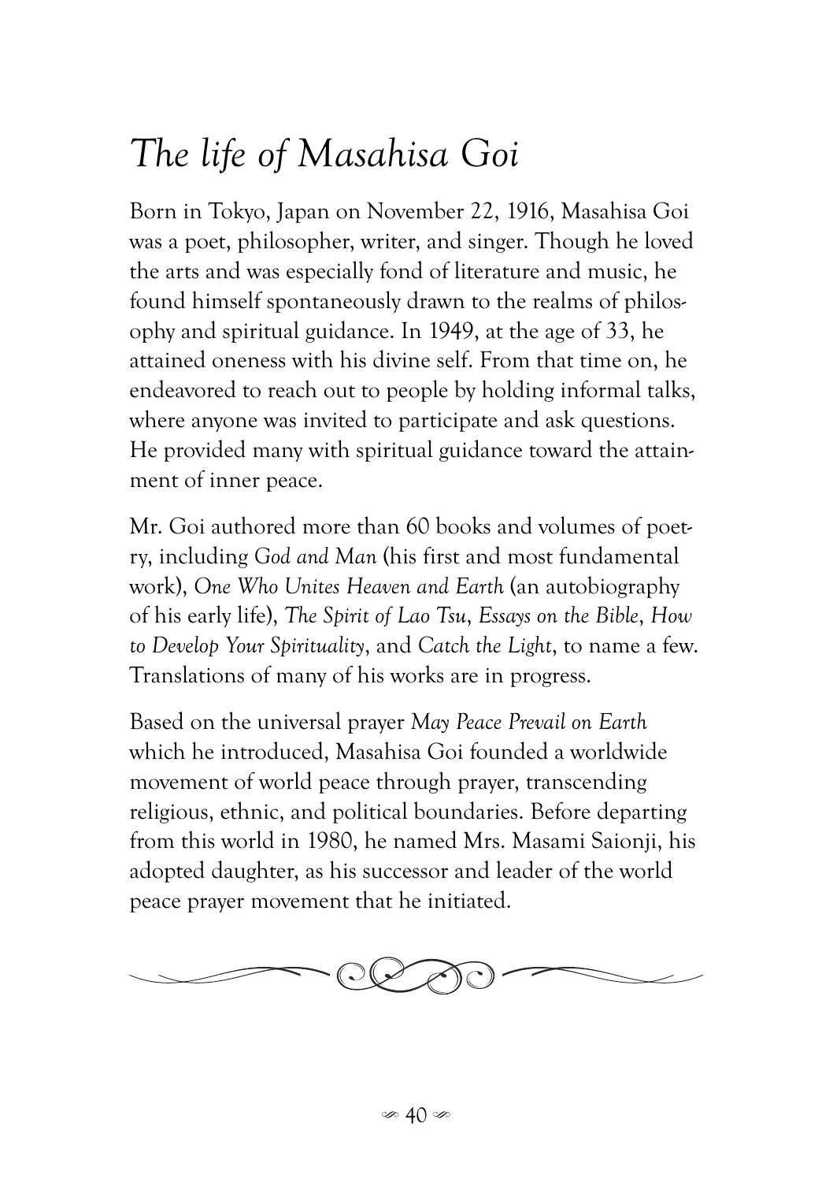# *The life of Masahisa Goi*

Born in Tokyo, Japan on November 22, 1916, Masahisa Goi was a poet, philosopher, writer, and singer. Though he loved the arts and was especially fond of literature and music, he found himself spontaneously drawn to the realms of philosophy and spiritual guidance. In 1949, at the age of 33, he attained oneness with his divine self. From that time on, he endeavored to reach out to people by holding informal talks, where anyone was invited to participate and ask questions. He provided many with spiritual guidance toward the attainment of inner peace.

Mr. Goi authored more than 60 books and volumes of poetry, including *God and Man* (his first and most fundamental work), *One Who Unites Heaven and Earth* (an autobiography of his early life), *The Spirit of Lao Tsu*, *Essays on the Bible*, *How to Develop Your Spirituality*, and *Catch the Light*, to name a few. Translations of many of his works are in progress.

Based on the universal prayer *May Peace Prevail on Earth* which he introduced, Masahisa Goi founded a worldwide movement of world peace through prayer, transcending religious, ethnic, and political boundaries. Before departing from this world in 1980, he named Mrs. Masami Saionji, his adopted daughter, as his successor and leader of the world peace prayer movement that he initiated.